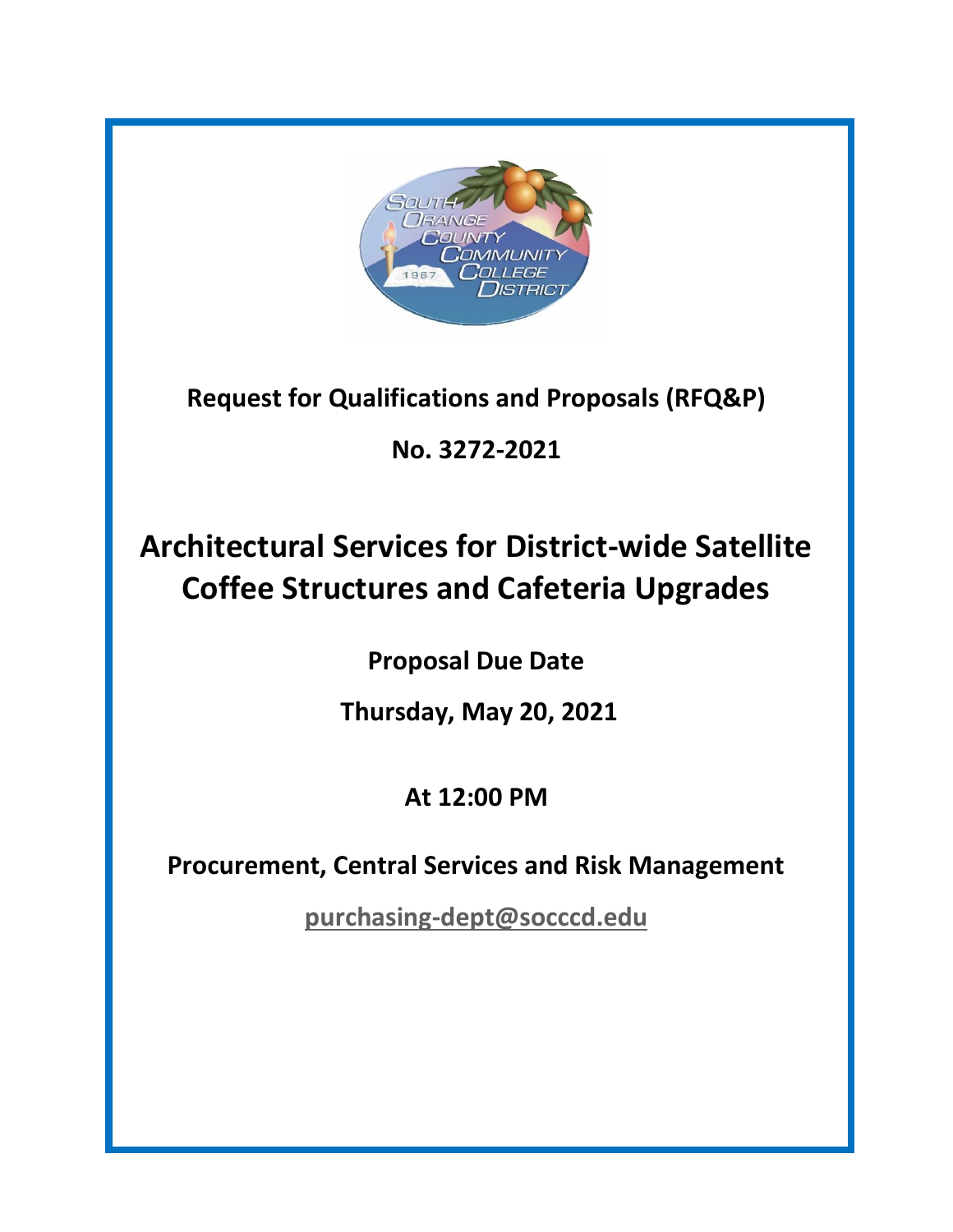**Request for Qualifications and Proposals (RFQ&P)**

**No. 3272-2021**

# Architectural Services for District-wide Satellite Coffee Structures and Cafeteria Upgrades

**Proposal Due Date**

**Thursday, May 20, 2021**

**At 12:00 PM**

**Procurement, Central Services and Risk Management**

**purchasing-dept@socccd.edu**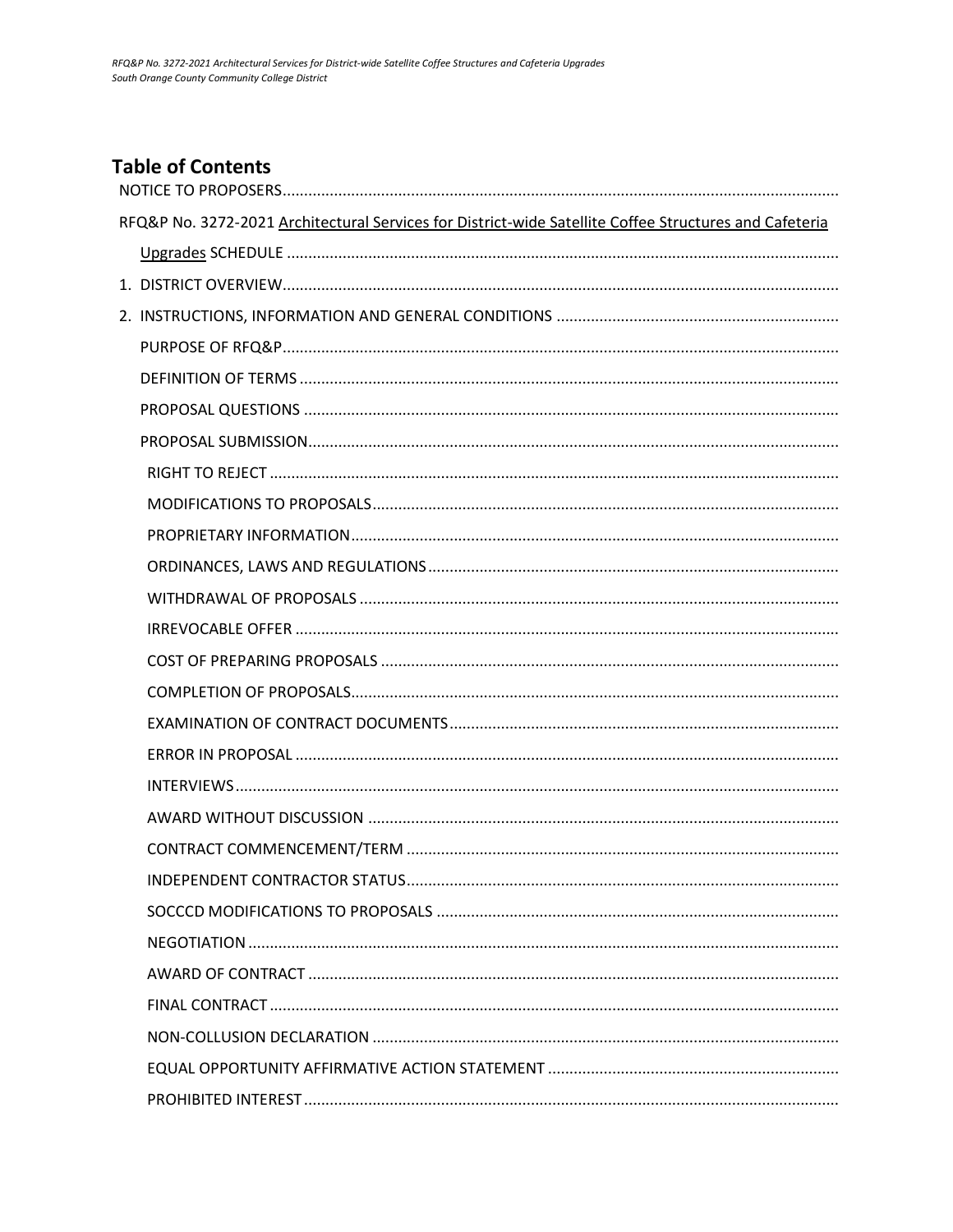## Table of Contents

NOTICE TO PROPOSERS

RFQ&P No. 3272-2021 Architectural Services for District-wide Satellite Coffee Structures and Cafeteria Upgrades SCHEDULE

1. DISTRICT OVERVIEW
2. INSTRUCTIONS, INFORMATION AND GENERAL CONDITIONS
   - PURPOSE OF RFQ&P
   - DEFINITION OF TERMS
   - PROPOSAL QUESTIONS
   - PROPOSAL SUBMISSION
     - RIGHT TO REJECT
     - MODIFICATIONS TO PROPOSALS
     - PROPRIETARY INFORMATION
     - ORDINANCES, LAWS AND REGULATIONS
     - WITHDRAWAL OF PROPOSALS
     - IRREVOCABLE OFFER
     - COST OF PREPARING PROPOSALS
     - COMPLETION OF PROPOSALS
     - EXAMINATION OF CONTRACT DOCUMENTS
     - ERROR IN PROPOSAL
     - INTERVIEWS
     - AWARD WITHOUT DISCUSSION
     - CONTRACT COMMENCEMENT/TERM
     - INDEPENDENT CONTRACTOR STATUS
     - SOCCCD MODIFICATIONS TO PROPOSALS
     - NEGOTIATION
     - AWARD OF CONTRACT
     - FINAL CONTRACT
     - NON-COLLUSION DECLARATION
     - EQUAL OPPORTUNITY AFFIRMATIVE ACTION STATEMENT
     - PROHIBITED INTEREST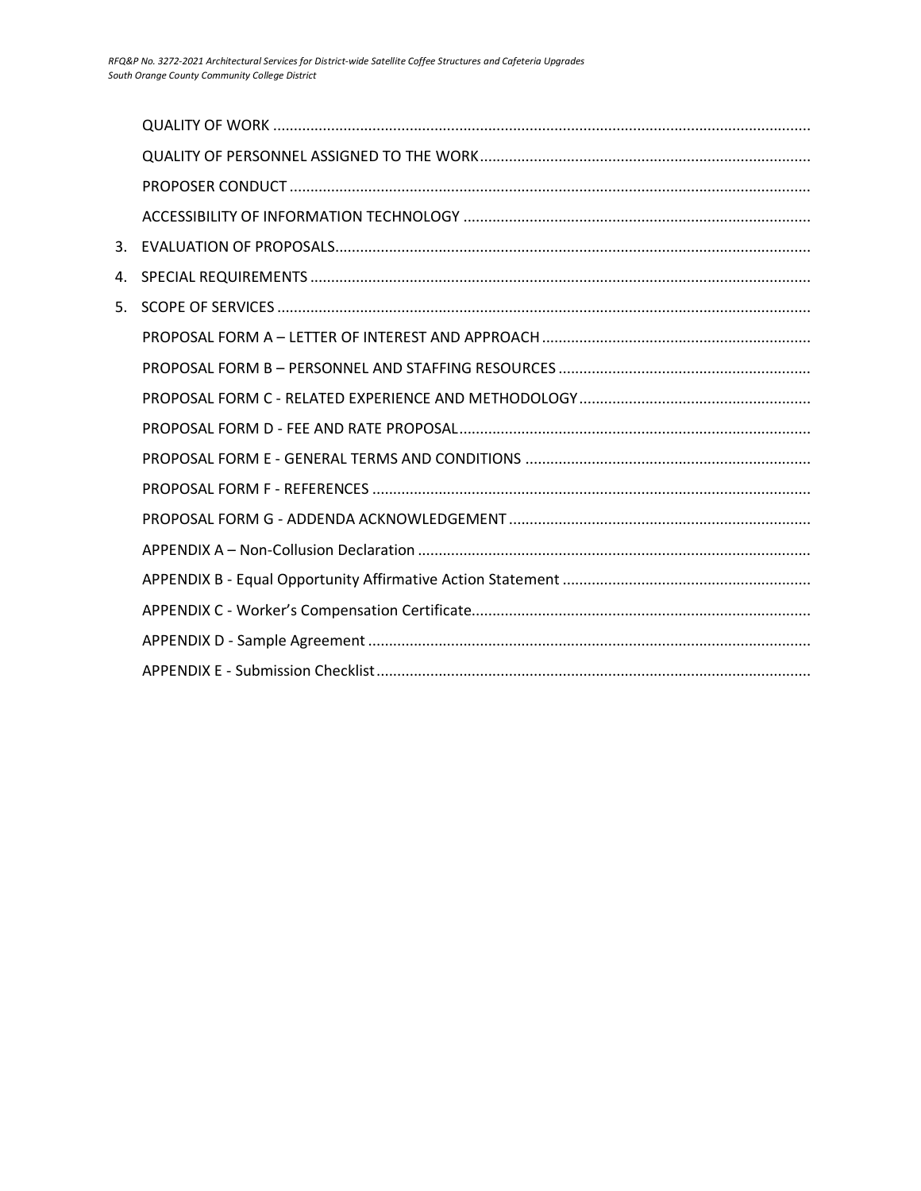QUALITY OF WORK ................................................................................................................................

QUALITY OF PERSONNEL ASSIGNED TO THE WORK..............................................................................

PROPOSER CONDUCT ............................................................................................................................

ACCESSIBILITY OF INFORMATION TECHNOLOGY ...................................................................................

3. EVALUATION OF PROPOSALS.................................................................................................................

4. SPECIAL REQUIREMENTS .......................................................................................................................

5. SCOPE OF SERVICES ...............................................................................................................................

PROPOSAL FORM A – LETTER OF INTEREST AND APPROACH ................................................................

PROPOSAL FORM B – PERSONNEL AND STAFFING RESOURCES ............................................................

PROPOSAL FORM C - RELATED EXPERIENCE AND METHODOLOGY.......................................................

PROPOSAL FORM D - FEE AND RATE PROPOSAL....................................................................................

PROPOSAL FORM E - GENERAL TERMS AND CONDITIONS ....................................................................

PROPOSAL FORM F - REFERENCES .........................................................................................................

PROPOSAL FORM G - ADDENDA ACKNOWLEDGEMENT ........................................................................

APPENDIX A – Non-Collusion Declaration ..............................................................................................

APPENDIX B - Equal Opportunity Affirmative Action Statement ...........................................................

APPENDIX C - Worker's Compensation Certificate.................................................................................

APPENDIX D - Sample Agreement ..........................................................................................................

APPENDIX E - Submission Checklist........................................................................................................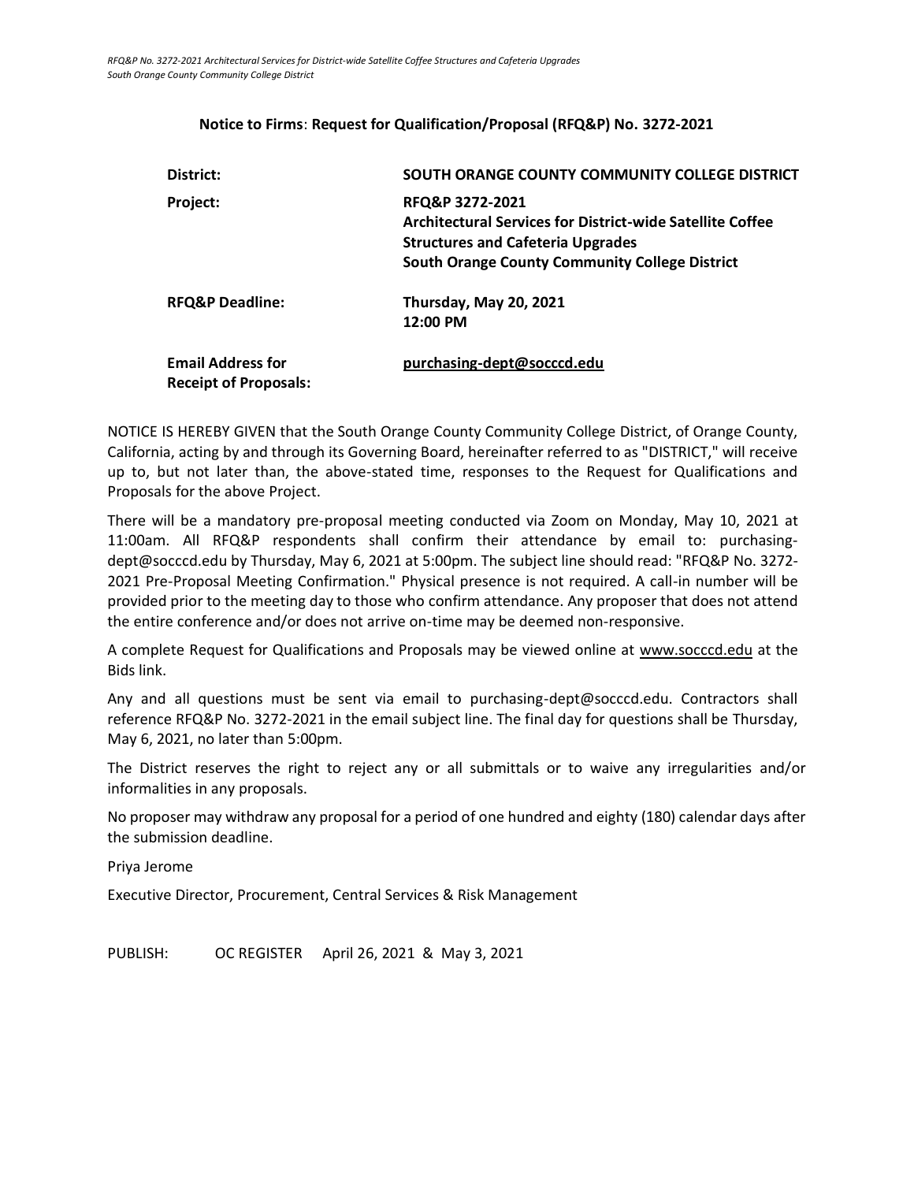**Notice to Firms**: **Request for Qualification/Proposal (RFQ&P) No. 3272-2021**

| | |
|---|---|
| **District:** | **SOUTH ORANGE COUNTY COMMUNITY COLLEGE DISTRICT** |
| **Project:** | **RFQ&P 3272-2021**<br>**Architectural Services for District-wide Satellite Coffee Structures and Cafeteria Upgrades**<br>**South Orange County Community College District** |
| **RFQ&P Deadline:** | **Thursday, May 20, 2021**<br>**12:00 PM** |
| **Email Address for Receipt of Proposals:** | **purchasing-dept@socccd.edu** |

NOTICE IS HEREBY GIVEN that the South Orange County Community College District, of Orange County, California, acting by and through its Governing Board, hereinafter referred to as "DISTRICT," will receive up to, but not later than, the above-stated time, responses to the Request for Qualifications and Proposals for the above Project.

There will be a mandatory pre-proposal meeting conducted via Zoom on Monday, May 10, 2021 at 11:00am. All RFQ&P respondents shall confirm their attendance by email to: purchasing-dept@socccd.edu by Thursday, May 6, 2021 at 5:00pm. The subject line should read: "RFQ&P No. 3272-2021 Pre-Proposal Meeting Confirmation." Physical presence is not required. A call-in number will be provided prior to the meeting day to those who confirm attendance. Any proposer that does not attend the entire conference and/or does not arrive on-time may be deemed non-responsive.

A complete Request for Qualifications and Proposals may be viewed online at www.socccd.edu at the Bids link.

Any and all questions must be sent via email to purchasing-dept@socccd.edu. Contractors shall reference RFQ&P No. 3272-2021 in the email subject line. The final day for questions shall be Thursday, May 6, 2021, no later than 5:00pm.

The District reserves the right to reject any or all submittals or to waive any irregularities and/or informalities in any proposals.

No proposer may withdraw any proposal for a period of one hundred and eighty (180) calendar days after the submission deadline.

Priya Jerome

Executive Director, Procurement, Central Services & Risk Management

PUBLISH: OC REGISTER April 26, 2021 & May 3, 2021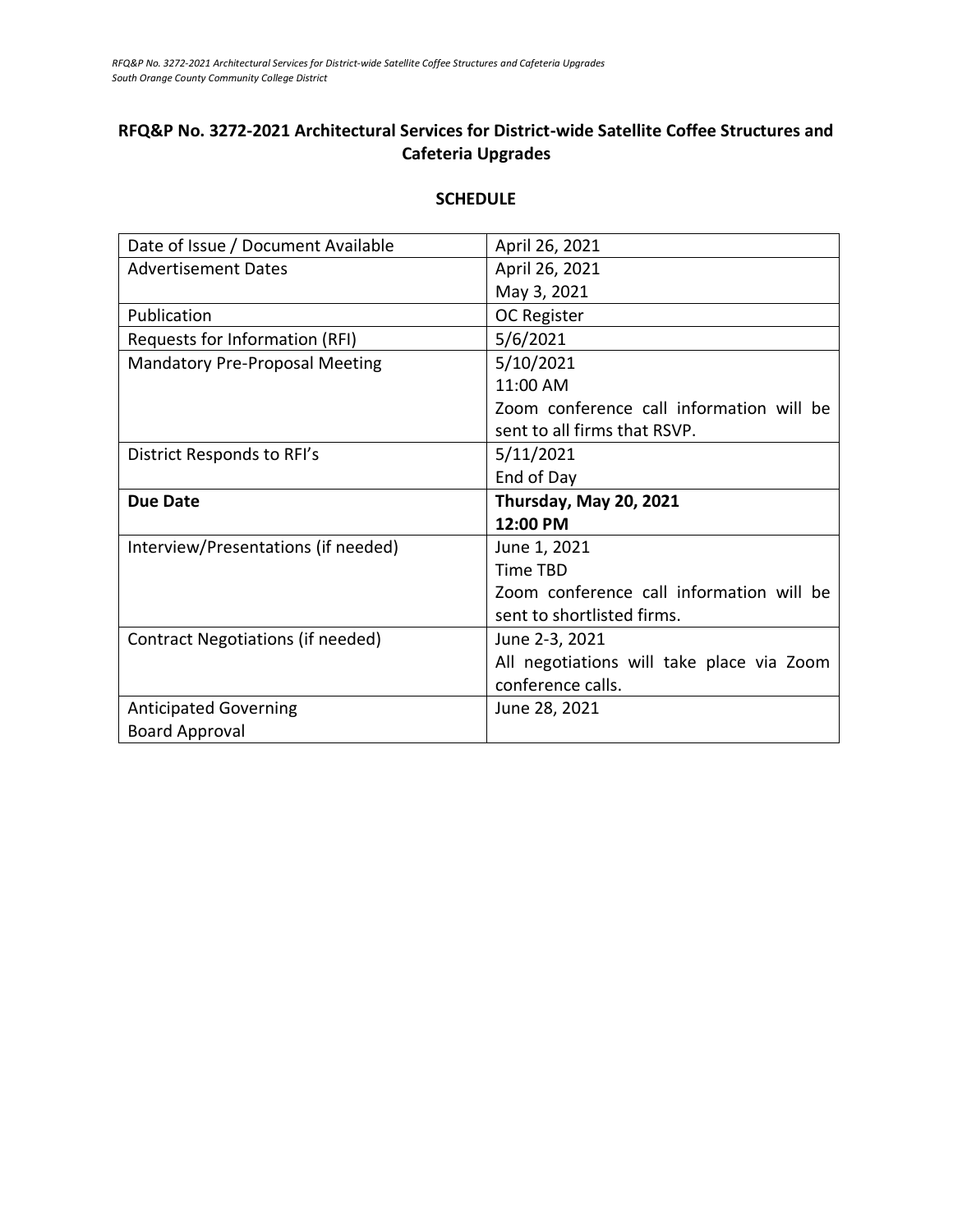**RFQ&P No. 3272-2021 Architectural Services for District-wide Satellite Coffee Structures and Cafeteria Upgrades**

**SCHEDULE**

| Date of Issue / Document Available | April 26, 2021 |
|---|---|
| Advertisement Dates | April 26, 2021<br>May 3, 2021 |
| Publication | OC Register |
| Requests for Information (RFI) | 5/6/2021 |
| Mandatory Pre-Proposal Meeting | 5/10/2021<br>11:00 AM<br>Zoom conference call information will be sent to all firms that RSVP. |
| District Responds to RFI's | 5/11/2021<br>End of Day |
| **Due Date** | **Thursday, May 20, 2021**<br>**12:00 PM** |
| Interview/Presentations (if needed) | June 1, 2021<br>Time TBD<br>Zoom conference call information will be sent to shortlisted firms. |
| Contract Negotiations (if needed) | June 2-3, 2021<br>All negotiations will take place via Zoom conference calls. |
| Anticipated Governing Board Approval | June 28, 2021 |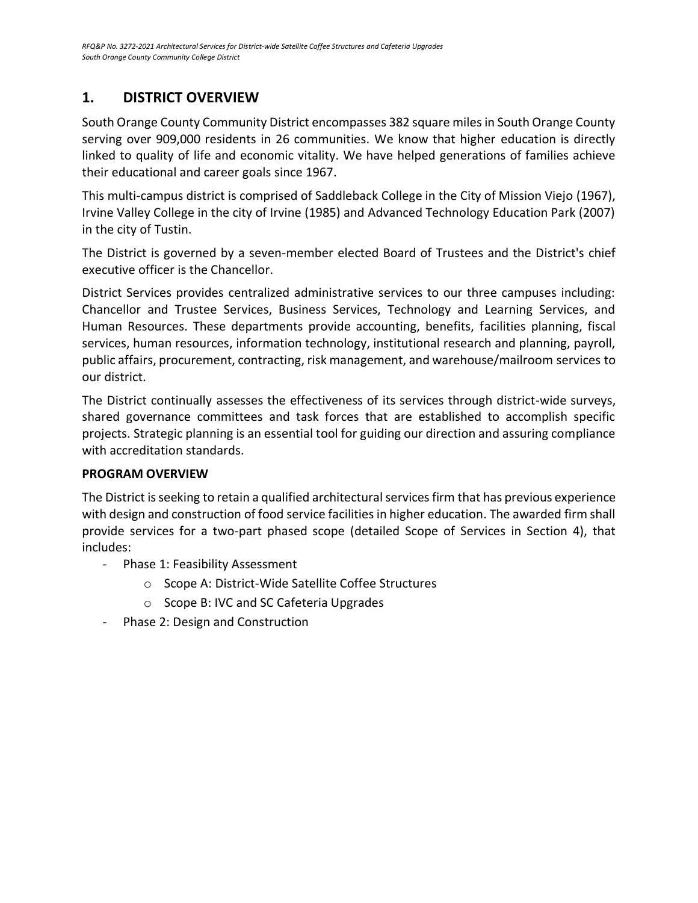## 1. DISTRICT OVERVIEW

South Orange County Community District encompasses 382 square miles in South Orange County serving over 909,000 residents in 26 communities. We know that higher education is directly linked to quality of life and economic vitality. We have helped generations of families achieve their educational and career goals since 1967.

This multi-campus district is comprised of Saddleback College in the City of Mission Viejo (1967), Irvine Valley College in the city of Irvine (1985) and Advanced Technology Education Park (2007) in the city of Tustin.

The District is governed by a seven-member elected Board of Trustees and the District's chief executive officer is the Chancellor.

District Services provides centralized administrative services to our three campuses including: Chancellor and Trustee Services, Business Services, Technology and Learning Services, and Human Resources. These departments provide accounting, benefits, facilities planning, fiscal services, human resources, information technology, institutional research and planning, payroll, public affairs, procurement, contracting, risk management, and warehouse/mailroom services to our district.

The District continually assesses the effectiveness of its services through district-wide surveys, shared governance committees and task forces that are established to accomplish specific projects. Strategic planning is an essential tool for guiding our direction and assuring compliance with accreditation standards.

**PROGRAM OVERVIEW**

The District is seeking to retain a qualified architectural services firm that has previous experience with design and construction of food service facilities in higher education. The awarded firm shall provide services for a two-part phased scope (detailed Scope of Services in Section 4), that includes:

- Phase 1: Feasibility Assessment
  - Scope A: District-Wide Satellite Coffee Structures
  - Scope B: IVC and SC Cafeteria Upgrades
- Phase 2: Design and Construction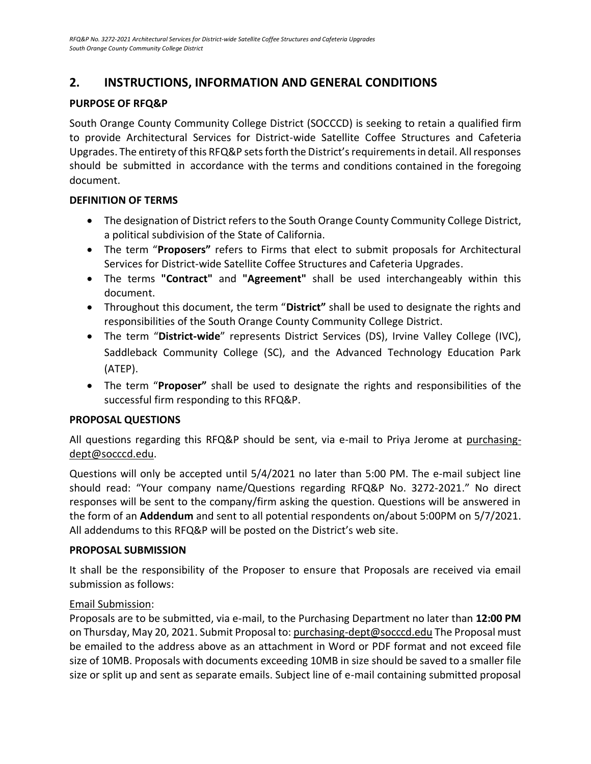## 2. INSTRUCTIONS, INFORMATION AND GENERAL CONDITIONS

### PURPOSE OF RFQ&P

South Orange County Community College District (SOCCCD) is seeking to retain a qualified firm to provide Architectural Services for District-wide Satellite Coffee Structures and Cafeteria Upgrades. The entirety of this RFQ&P sets forth the District's requirements in detail. All responses should be submitted in accordance with the terms and conditions contained in the foregoing document.

### DEFINITION OF TERMS

- The designation of District refers to the South Orange County Community College District, a political subdivision of the State of California.
- The term "**Proposers"** refers to Firms that elect to submit proposals for Architectural Services for District-wide Satellite Coffee Structures and Cafeteria Upgrades.
- The terms **"Contract"** and **"Agreement"** shall be used interchangeably within this document.
- Throughout this document, the term "**District"** shall be used to designate the rights and responsibilities of the South Orange County Community College District.
- The term "**District-wide**" represents District Services (DS), Irvine Valley College (IVC), Saddleback Community College (SC), and the Advanced Technology Education Park (ATEP).
- The term "**Proposer"** shall be used to designate the rights and responsibilities of the successful firm responding to this RFQ&P.

### PROPOSAL QUESTIONS

All questions regarding this RFQ&P should be sent, via e-mail to Priya Jerome at purchasing-dept@socccd.edu.

Questions will only be accepted until 5/4/2021 no later than 5:00 PM. The e-mail subject line should read: "Your company name/Questions regarding RFQ&P No. 3272-2021." No direct responses will be sent to the company/firm asking the question. Questions will be answered in the form of an **Addendum** and sent to all potential respondents on/about 5:00PM on 5/7/2021. All addendums to this RFQ&P will be posted on the District's web site.

### PROPOSAL SUBMISSION

It shall be the responsibility of the Proposer to ensure that Proposals are received via email submission as follows:

Email Submission:

Proposals are to be submitted, via e-mail, to the Purchasing Department no later than **12:00 PM** on Thursday, May 20, 2021. Submit Proposal to: purchasing-dept@socccd.edu The Proposal must be emailed to the address above as an attachment in Word or PDF format and not exceed file size of 10MB. Proposals with documents exceeding 10MB in size should be saved to a smaller file size or split up and sent as separate emails. Subject line of e-mail containing submitted proposal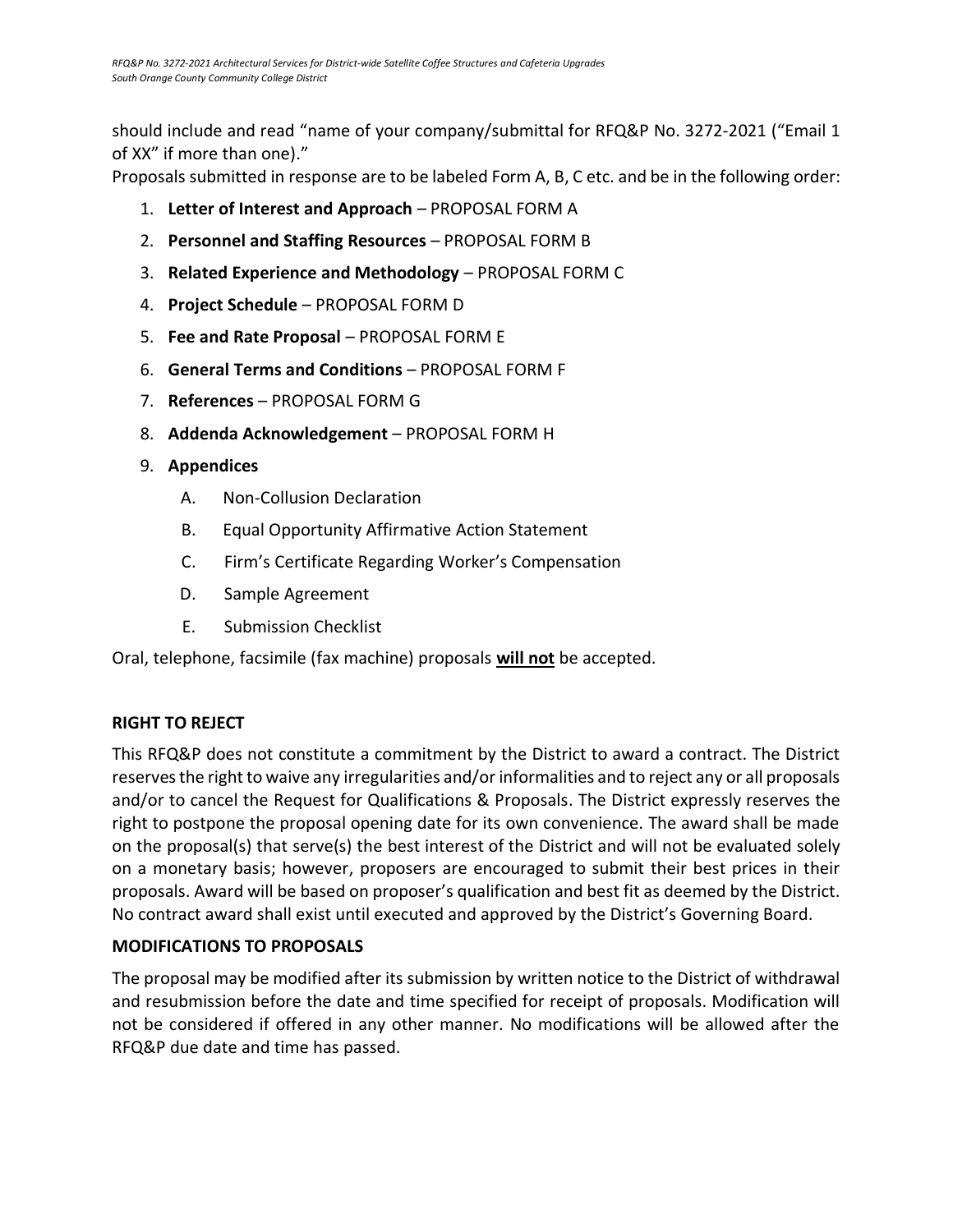should include and read "name of your company/submittal for RFQ&P No. 3272-2021 ("Email 1 of XX" if more than one)."

Proposals submitted in response are to be labeled Form A, B, C etc. and be in the following order:

1. **Letter of Interest and Approach** – PROPOSAL FORM A
2. **Personnel and Staffing Resources** – PROPOSAL FORM B
3. **Related Experience and Methodology** – PROPOSAL FORM C
4. **Project Schedule** – PROPOSAL FORM D
5. **Fee and Rate Proposal** – PROPOSAL FORM E
6. **General Terms and Conditions** – PROPOSAL FORM F
7. **References** – PROPOSAL FORM G
8. **Addenda Acknowledgement** – PROPOSAL FORM H
9. **Appendices**
   - A. Non-Collusion Declaration
   - B. Equal Opportunity Affirmative Action Statement
   - C. Firm's Certificate Regarding Worker's Compensation
   - D. Sample Agreement
   - E. Submission Checklist

Oral, telephone, facsimile (fax machine) proposals **will not** be accepted.

**RIGHT TO REJECT**

This RFQ&P does not constitute a commitment by the District to award a contract. The District reserves the right to waive any irregularities and/or informalities and to reject any or all proposals and/or to cancel the Request for Qualifications & Proposals. The District expressly reserves the right to postpone the proposal opening date for its own convenience. The award shall be made on the proposal(s) that serve(s) the best interest of the District and will not be evaluated solely on a monetary basis; however, proposers are encouraged to submit their best prices in their proposals. Award will be based on proposer's qualification and best fit as deemed by the District. No contract award shall exist until executed and approved by the District's Governing Board.

**MODIFICATIONS TO PROPOSALS**

The proposal may be modified after its submission by written notice to the District of withdrawal and resubmission before the date and time specified for receipt of proposals. Modification will not be considered if offered in any other manner. No modifications will be allowed after the RFQ&P due date and time has passed.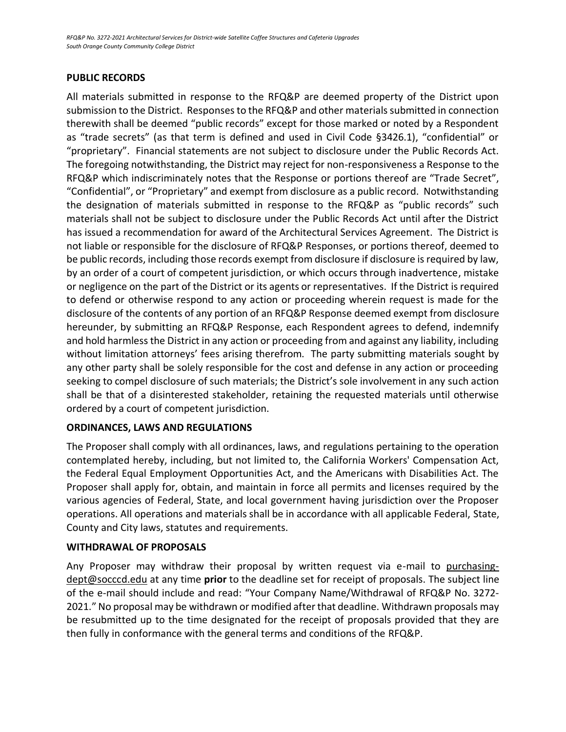## PUBLIC RECORDS

All materials submitted in response to the RFQ&P are deemed property of the District upon submission to the District. Responses to the RFQ&P and other materials submitted in connection therewith shall be deemed "public records" except for those marked or noted by a Respondent as "trade secrets" (as that term is defined and used in Civil Code §3426.1), "confidential" or "proprietary". Financial statements are not subject to disclosure under the Public Records Act. The foregoing notwithstanding, the District may reject for non-responsiveness a Response to the RFQ&P which indiscriminately notes that the Response or portions thereof are "Trade Secret", "Confidential", or "Proprietary" and exempt from disclosure as a public record. Notwithstanding the designation of materials submitted in response to the RFQ&P as "public records" such materials shall not be subject to disclosure under the Public Records Act until after the District has issued a recommendation for award of the Architectural Services Agreement. The District is not liable or responsible for the disclosure of RFQ&P Responses, or portions thereof, deemed to be public records, including those records exempt from disclosure if disclosure is required by law, by an order of a court of competent jurisdiction, or which occurs through inadvertence, mistake or negligence on the part of the District or its agents or representatives. If the District is required to defend or otherwise respond to any action or proceeding wherein request is made for the disclosure of the contents of any portion of an RFQ&P Response deemed exempt from disclosure hereunder, by submitting an RFQ&P Response, each Respondent agrees to defend, indemnify and hold harmless the District in any action or proceeding from and against any liability, including without limitation attorneys' fees arising therefrom. The party submitting materials sought by any other party shall be solely responsible for the cost and defense in any action or proceeding seeking to compel disclosure of such materials; the District's sole involvement in any such action shall be that of a disinterested stakeholder, retaining the requested materials until otherwise ordered by a court of competent jurisdiction.

## ORDINANCES, LAWS AND REGULATIONS

The Proposer shall comply with all ordinances, laws, and regulations pertaining to the operation contemplated hereby, including, but not limited to, the California Workers' Compensation Act, the Federal Equal Employment Opportunities Act, and the Americans with Disabilities Act. The Proposer shall apply for, obtain, and maintain in force all permits and licenses required by the various agencies of Federal, State, and local government having jurisdiction over the Proposer operations. All operations and materials shall be in accordance with all applicable Federal, State, County and City laws, statutes and requirements.

## WITHDRAWAL OF PROPOSALS

Any Proposer may withdraw their proposal by written request via e-mail to purchasing-dept@socccd.edu at any time **prior** to the deadline set for receipt of proposals. The subject line of the e-mail should include and read: "Your Company Name/Withdrawal of RFQ&P No. 3272-2021." No proposal may be withdrawn or modified after that deadline. Withdrawn proposals may be resubmitted up to the time designated for the receipt of proposals provided that they are then fully in conformance with the general terms and conditions of the RFQ&P.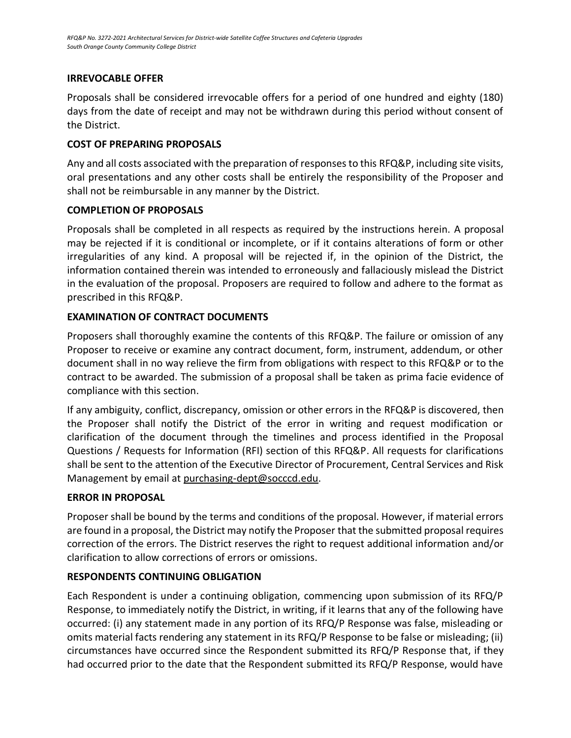## IRREVOCABLE OFFER

Proposals shall be considered irrevocable offers for a period of one hundred and eighty (180) days from the date of receipt and may not be withdrawn during this period without consent of the District.

## COST OF PREPARING PROPOSALS

Any and all costs associated with the preparation of responses to this RFQ&P, including site visits, oral presentations and any other costs shall be entirely the responsibility of the Proposer and shall not be reimbursable in any manner by the District.

## COMPLETION OF PROPOSALS

Proposals shall be completed in all respects as required by the instructions herein. A proposal may be rejected if it is conditional or incomplete, or if it contains alterations of form or other irregularities of any kind. A proposal will be rejected if, in the opinion of the District, the information contained therein was intended to erroneously and fallaciously mislead the District in the evaluation of the proposal. Proposers are required to follow and adhere to the format as prescribed in this RFQ&P.

## EXAMINATION OF CONTRACT DOCUMENTS

Proposers shall thoroughly examine the contents of this RFQ&P. The failure or omission of any Proposer to receive or examine any contract document, form, instrument, addendum, or other document shall in no way relieve the firm from obligations with respect to this RFQ&P or to the contract to be awarded. The submission of a proposal shall be taken as prima facie evidence of compliance with this section.

If any ambiguity, conflict, discrepancy, omission or other errors in the RFQ&P is discovered, then the Proposer shall notify the District of the error in writing and request modification or clarification of the document through the timelines and process identified in the Proposal Questions / Requests for Information (RFI) section of this RFQ&P. All requests for clarifications shall be sent to the attention of the Executive Director of Procurement, Central Services and Risk Management by email at purchasing-dept@socccd.edu.

## ERROR IN PROPOSAL

Proposer shall be bound by the terms and conditions of the proposal. However, if material errors are found in a proposal, the District may notify the Proposer that the submitted proposal requires correction of the errors. The District reserves the right to request additional information and/or clarification to allow corrections of errors or omissions.

## RESPONDENTS CONTINUING OBLIGATION

Each Respondent is under a continuing obligation, commencing upon submission of its RFQ/P Response, to immediately notify the District, in writing, if it learns that any of the following have occurred: (i) any statement made in any portion of its RFQ/P Response was false, misleading or omits material facts rendering any statement in its RFQ/P Response to be false or misleading; (ii) circumstances have occurred since the Respondent submitted its RFQ/P Response that, if they had occurred prior to the date that the Respondent submitted its RFQ/P Response, would have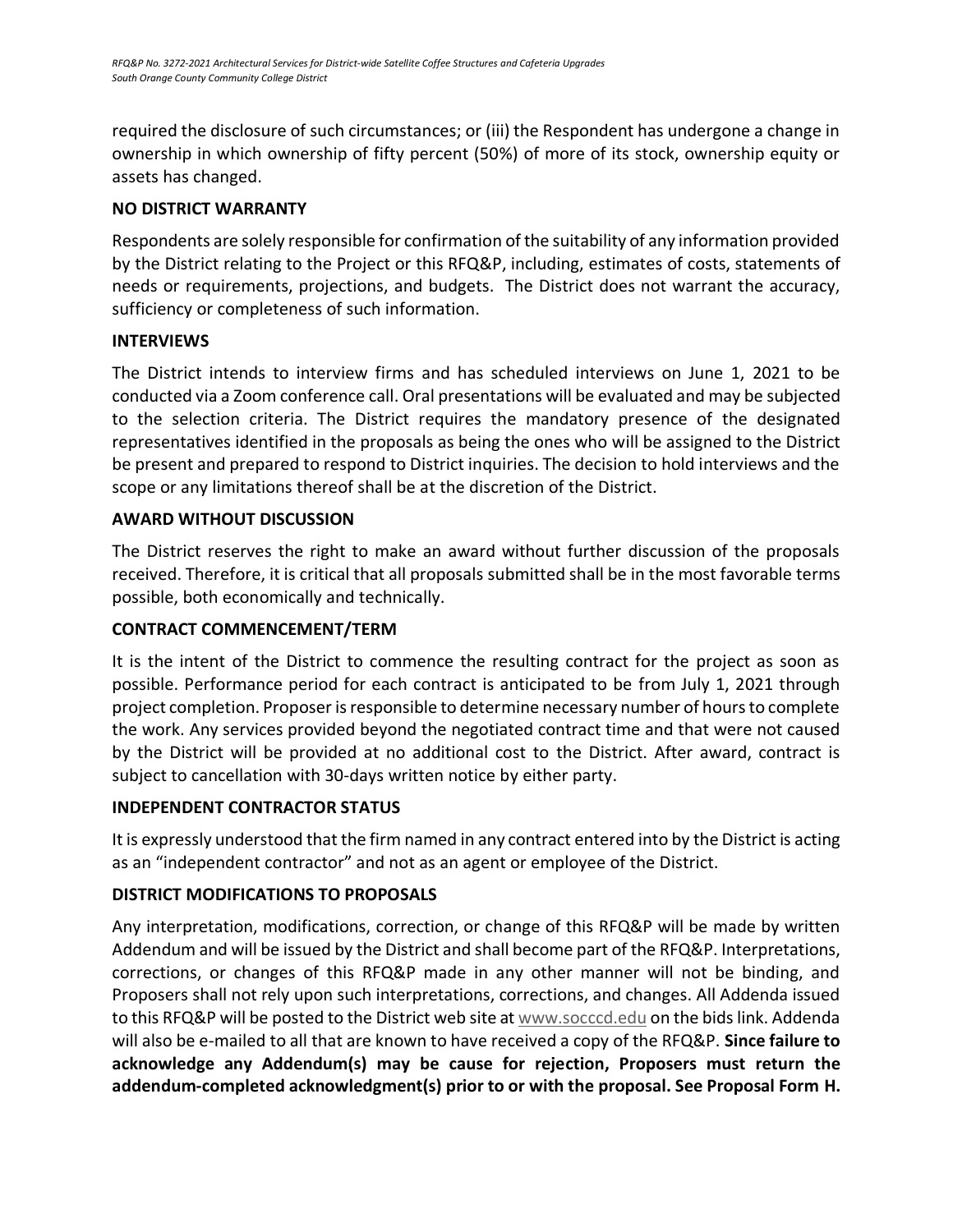required the disclosure of such circumstances; or (iii) the Respondent has undergone a change in ownership in which ownership of fifty percent (50%) of more of its stock, ownership equity or assets has changed.

## NO DISTRICT WARRANTY

Respondents are solely responsible for confirmation of the suitability of any information provided by the District relating to the Project or this RFQ&P, including, estimates of costs, statements of needs or requirements, projections, and budgets. The District does not warrant the accuracy, sufficiency or completeness of such information.

## INTERVIEWS

The District intends to interview firms and has scheduled interviews on June 1, 2021 to be conducted via a Zoom conference call. Oral presentations will be evaluated and may be subjected to the selection criteria. The District requires the mandatory presence of the designated representatives identified in the proposals as being the ones who will be assigned to the District be present and prepared to respond to District inquiries. The decision to hold interviews and the scope or any limitations thereof shall be at the discretion of the District.

## AWARD WITHOUT DISCUSSION

The District reserves the right to make an award without further discussion of the proposals received. Therefore, it is critical that all proposals submitted shall be in the most favorable terms possible, both economically and technically.

## CONTRACT COMMENCEMENT/TERM

It is the intent of the District to commence the resulting contract for the project as soon as possible. Performance period for each contract is anticipated to be from July 1, 2021 through project completion. Proposer is responsible to determine necessary number of hours to complete the work. Any services provided beyond the negotiated contract time and that were not caused by the District will be provided at no additional cost to the District. After award, contract is subject to cancellation with 30-days written notice by either party.

## INDEPENDENT CONTRACTOR STATUS

It is expressly understood that the firm named in any contract entered into by the District is acting as an "independent contractor" and not as an agent or employee of the District.

## DISTRICT MODIFICATIONS TO PROPOSALS

Any interpretation, modifications, correction, or change of this RFQ&P will be made by written Addendum and will be issued by the District and shall become part of the RFQ&P. Interpretations, corrections, or changes of this RFQ&P made in any other manner will not be binding, and Proposers shall not rely upon such interpretations, corrections, and changes. All Addenda issued to this RFQ&P will be posted to the District web site at www.socccd.edu on the bids link. Addenda will also be e-mailed to all that are known to have received a copy of the RFQ&P. **Since failure to acknowledge any Addendum(s) may be cause for rejection, Proposers must return the addendum-completed acknowledgment(s) prior to or with the proposal. See Proposal Form H.**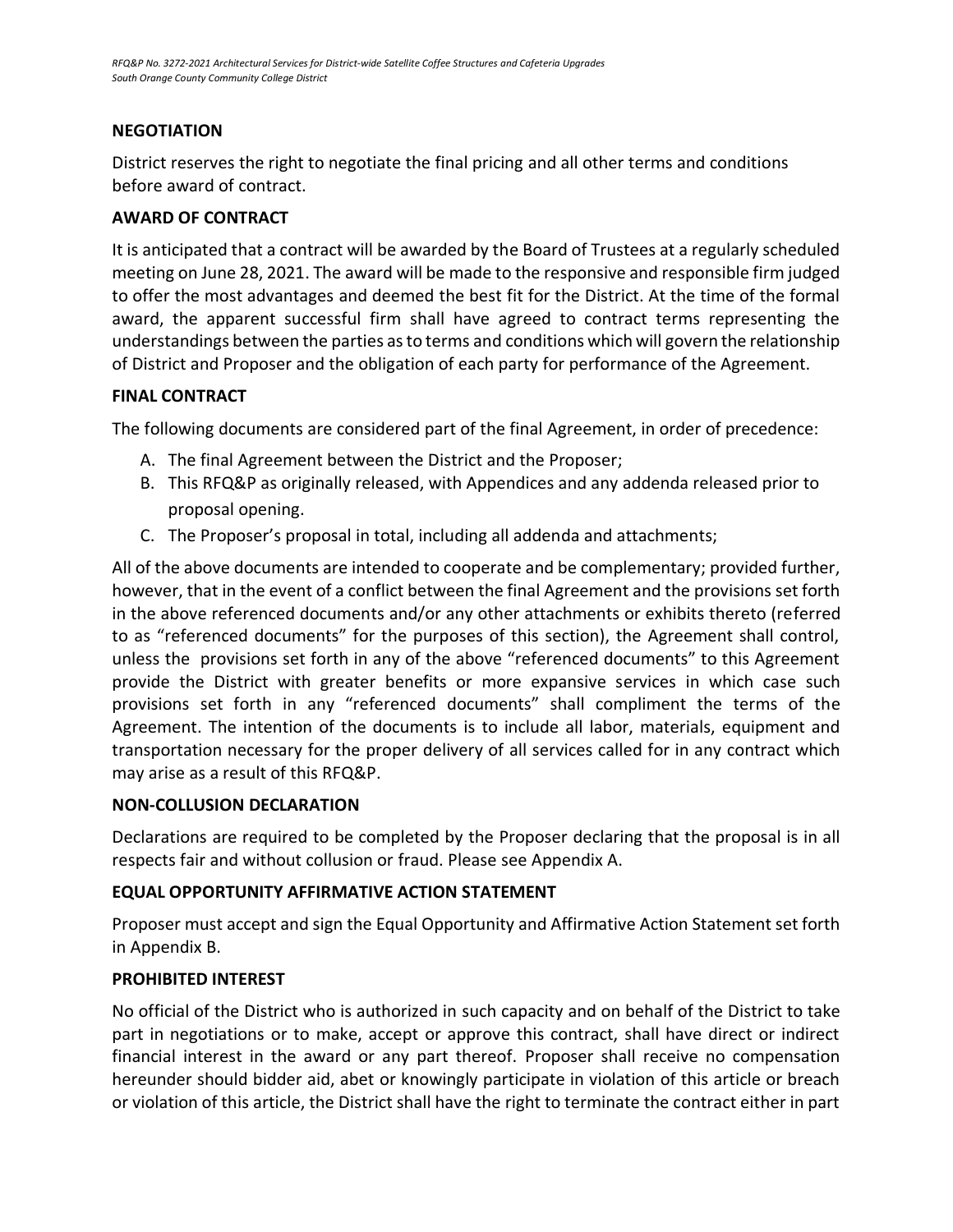## NEGOTIATION

District reserves the right to negotiate the final pricing and all other terms and conditions before award of contract.

## AWARD OF CONTRACT

It is anticipated that a contract will be awarded by the Board of Trustees at a regularly scheduled meeting on June 28, 2021. The award will be made to the responsive and responsible firm judged to offer the most advantages and deemed the best fit for the District. At the time of the formal award, the apparent successful firm shall have agreed to contract terms representing the understandings between the parties as to terms and conditions which will govern the relationship of District and Proposer and the obligation of each party for performance of the Agreement.

## FINAL CONTRACT

The following documents are considered part of the final Agreement, in order of precedence:

A. The final Agreement between the District and the Proposer;
B. This RFQ&P as originally released, with Appendices and any addenda released prior to proposal opening.
C. The Proposer's proposal in total, including all addenda and attachments;

All of the above documents are intended to cooperate and be complementary; provided further, however, that in the event of a conflict between the final Agreement and the provisions set forth in the above referenced documents and/or any other attachments or exhibits thereto (referred to as "referenced documents" for the purposes of this section), the Agreement shall control, unless the provisions set forth in any of the above "referenced documents" to this Agreement provide the District with greater benefits or more expansive services in which case such provisions set forth in any "referenced documents" shall compliment the terms of the Agreement. The intention of the documents is to include all labor, materials, equipment and transportation necessary for the proper delivery of all services called for in any contract which may arise as a result of this RFQ&P.

## NON-COLLUSION DECLARATION

Declarations are required to be completed by the Proposer declaring that the proposal is in all respects fair and without collusion or fraud. Please see Appendix A.

## EQUAL OPPORTUNITY AFFIRMATIVE ACTION STATEMENT

Proposer must accept and sign the Equal Opportunity and Affirmative Action Statement set forth in Appendix B.

## PROHIBITED INTEREST

No official of the District who is authorized in such capacity and on behalf of the District to take part in negotiations or to make, accept or approve this contract, shall have direct or indirect financial interest in the award or any part thereof. Proposer shall receive no compensation hereunder should bidder aid, abet or knowingly participate in violation of this article or breach or violation of this article, the District shall have the right to terminate the contract either in part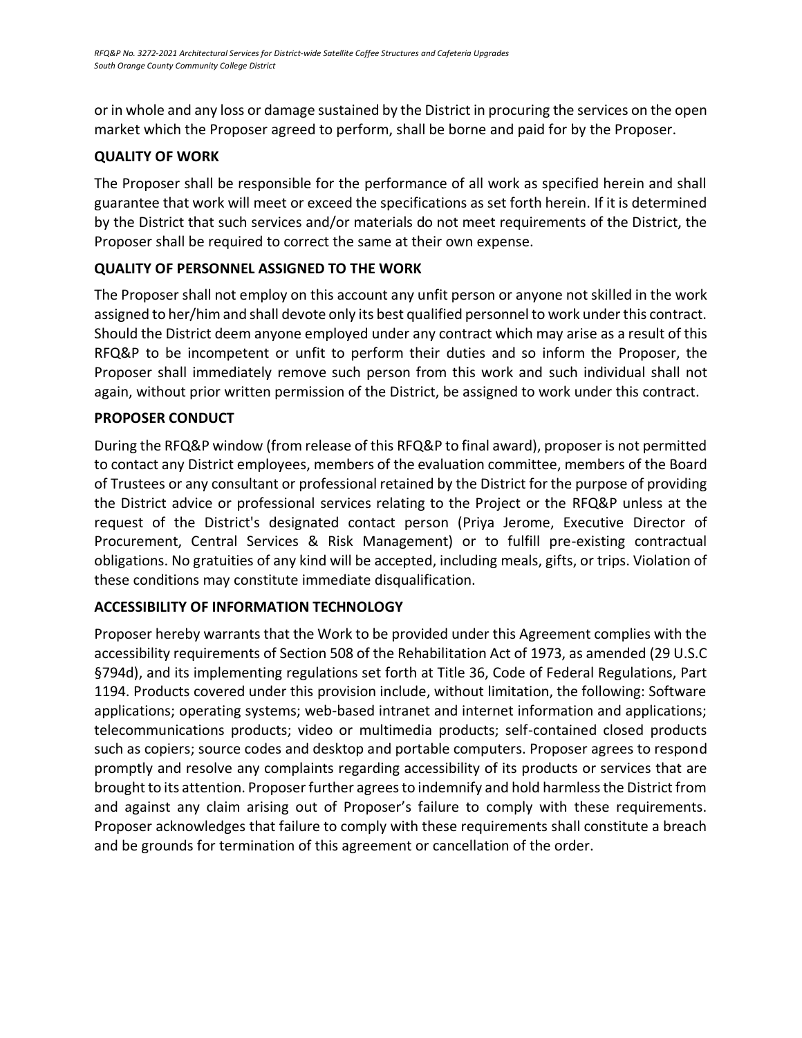or in whole and any loss or damage sustained by the District in procuring the services on the open market which the Proposer agreed to perform, shall be borne and paid for by the Proposer.

**QUALITY OF WORK**

The Proposer shall be responsible for the performance of all work as specified herein and shall guarantee that work will meet or exceed the specifications as set forth herein. If it is determined by the District that such services and/or materials do not meet requirements of the District, the Proposer shall be required to correct the same at their own expense.

**QUALITY OF PERSONNEL ASSIGNED TO THE WORK**

The Proposer shall not employ on this account any unfit person or anyone not skilled in the work assigned to her/him and shall devote only its best qualified personnel to work under this contract. Should the District deem anyone employed under any contract which may arise as a result of this RFQ&P to be incompetent or unfit to perform their duties and so inform the Proposer, the Proposer shall immediately remove such person from this work and such individual shall not again, without prior written permission of the District, be assigned to work under this contract.

**PROPOSER CONDUCT**

During the RFQ&P window (from release of this RFQ&P to final award), proposer is not permitted to contact any District employees, members of the evaluation committee, members of the Board of Trustees or any consultant or professional retained by the District for the purpose of providing the District advice or professional services relating to the Project or the RFQ&P unless at the request of the District's designated contact person (Priya Jerome, Executive Director of Procurement, Central Services & Risk Management) or to fulfill pre-existing contractual obligations. No gratuities of any kind will be accepted, including meals, gifts, or trips. Violation of these conditions may constitute immediate disqualification.

**ACCESSIBILITY OF INFORMATION TECHNOLOGY**

Proposer hereby warrants that the Work to be provided under this Agreement complies with the accessibility requirements of Section 508 of the Rehabilitation Act of 1973, as amended (29 U.S.C §794d), and its implementing regulations set forth at Title 36, Code of Federal Regulations, Part 1194. Products covered under this provision include, without limitation, the following: Software applications; operating systems; web-based intranet and internet information and applications; telecommunications products; video or multimedia products; self-contained closed products such as copiers; source codes and desktop and portable computers. Proposer agrees to respond promptly and resolve any complaints regarding accessibility of its products or services that are brought to its attention. Proposer further agrees to indemnify and hold harmless the District from and against any claim arising out of Proposer's failure to comply with these requirements. Proposer acknowledges that failure to comply with these requirements shall constitute a breach and be grounds for termination of this agreement or cancellation of the order.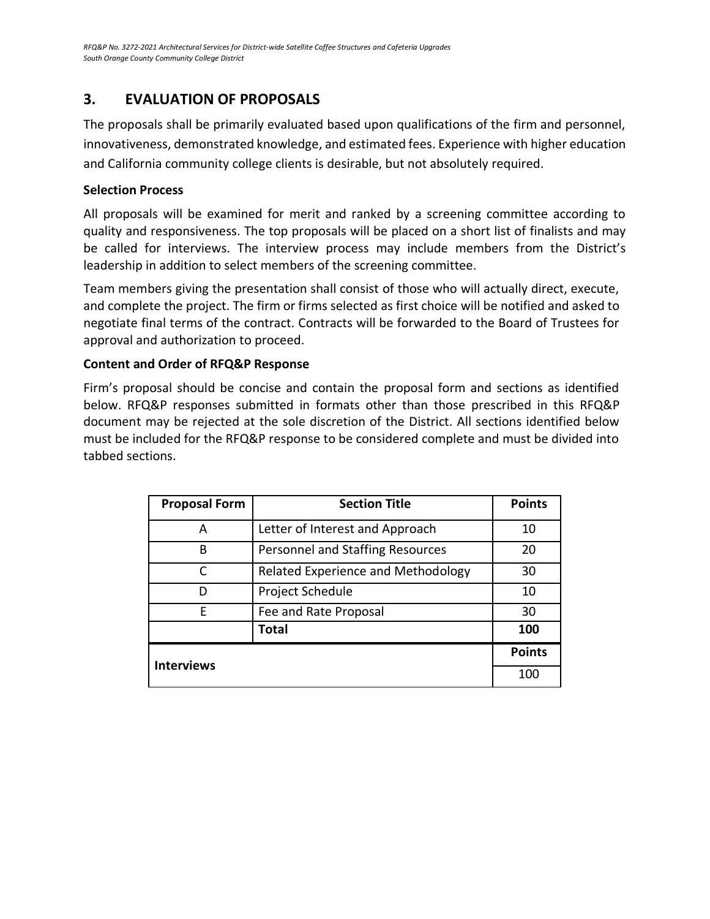## 3. EVALUATION OF PROPOSALS

The proposals shall be primarily evaluated based upon qualifications of the firm and personnel, innovativeness, demonstrated knowledge, and estimated fees. Experience with higher education and California community college clients is desirable, but not absolutely required.

**Selection Process**

All proposals will be examined for merit and ranked by a screening committee according to quality and responsiveness. The top proposals will be placed on a short list of finalists and may be called for interviews. The interview process may include members from the District's leadership in addition to select members of the screening committee.

Team members giving the presentation shall consist of those who will actually direct, execute, and complete the project. The firm or firms selected as first choice will be notified and asked to negotiate final terms of the contract. Contracts will be forwarded to the Board of Trustees for approval and authorization to proceed.

**Content and Order of RFQ&P Response**

Firm's proposal should be concise and contain the proposal form and sections as identified below. RFQ&P responses submitted in formats other than those prescribed in this RFQ&P document may be rejected at the sole discretion of the District. All sections identified below must be included for the RFQ&P response to be considered complete and must be divided into tabbed sections.

| Proposal Form | Section Title | Points |
|---|---|---|
| A | Letter of Interest and Approach | 10 |
| B | Personnel and Staffing Resources | 20 |
| C | Related Experience and Methodology | 30 |
| D | Project Schedule | 10 |
| E | Fee and Rate Proposal | 30 |
| | **Total** | **100** |
| **Interviews** | | **Points** |
| | | 100 |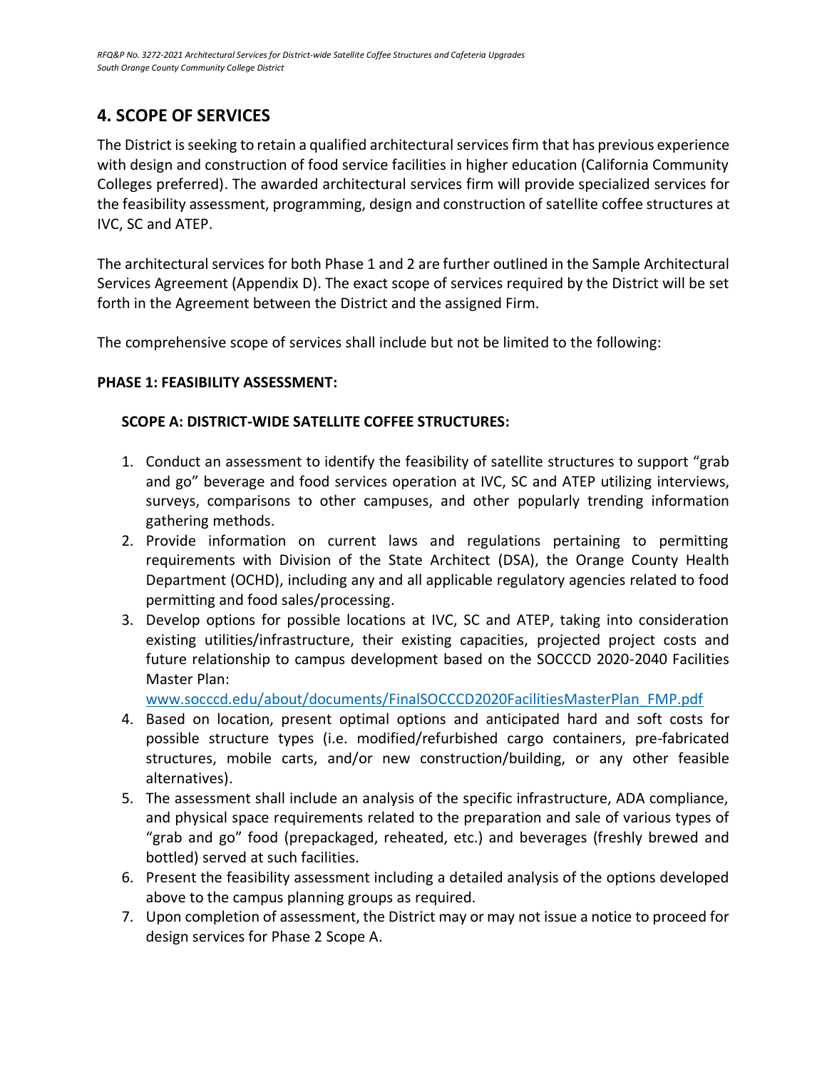## 4. SCOPE OF SERVICES

The District is seeking to retain a qualified architectural services firm that has previous experience with design and construction of food service facilities in higher education (California Community Colleges preferred). The awarded architectural services firm will provide specialized services for the feasibility assessment, programming, design and construction of satellite coffee structures at IVC, SC and ATEP.

The architectural services for both Phase 1 and 2 are further outlined in the Sample Architectural Services Agreement (Appendix D). The exact scope of services required by the District will be set forth in the Agreement between the District and the assigned Firm.

The comprehensive scope of services shall include but not be limited to the following:

**PHASE 1: FEASIBILITY ASSESSMENT:**

**SCOPE A: DISTRICT-WIDE SATELLITE COFFEE STRUCTURES:**

1. Conduct an assessment to identify the feasibility of satellite structures to support "grab and go" beverage and food services operation at IVC, SC and ATEP utilizing interviews, surveys, comparisons to other campuses, and other popularly trending information gathering methods.
2. Provide information on current laws and regulations pertaining to permitting requirements with Division of the State Architect (DSA), the Orange County Health Department (OCHD), including any and all applicable regulatory agencies related to food permitting and food sales/processing.
3. Develop options for possible locations at IVC, SC and ATEP, taking into consideration existing utilities/infrastructure, their existing capacities, projected project costs and future relationship to campus development based on the SOCCCD 2020-2040 Facilities Master Plan: [www.socccd.edu/about/documents/FinalSOCCCD2020FacilitiesMasterPlan_FMP.pdf](www.socccd.edu/about/documents/FinalSOCCCD2020FacilitiesMasterPlan_FMP.pdf)
4. Based on location, present optimal options and anticipated hard and soft costs for possible structure types (i.e. modified/refurbished cargo containers, pre-fabricated structures, mobile carts, and/or new construction/building, or any other feasible alternatives).
5. The assessment shall include an analysis of the specific infrastructure, ADA compliance, and physical space requirements related to the preparation and sale of various types of "grab and go" food (prepackaged, reheated, etc.) and beverages (freshly brewed and bottled) served at such facilities.
6. Present the feasibility assessment including a detailed analysis of the options developed above to the campus planning groups as required.
7. Upon completion of assessment, the District may or may not issue a notice to proceed for design services for Phase 2 Scope A.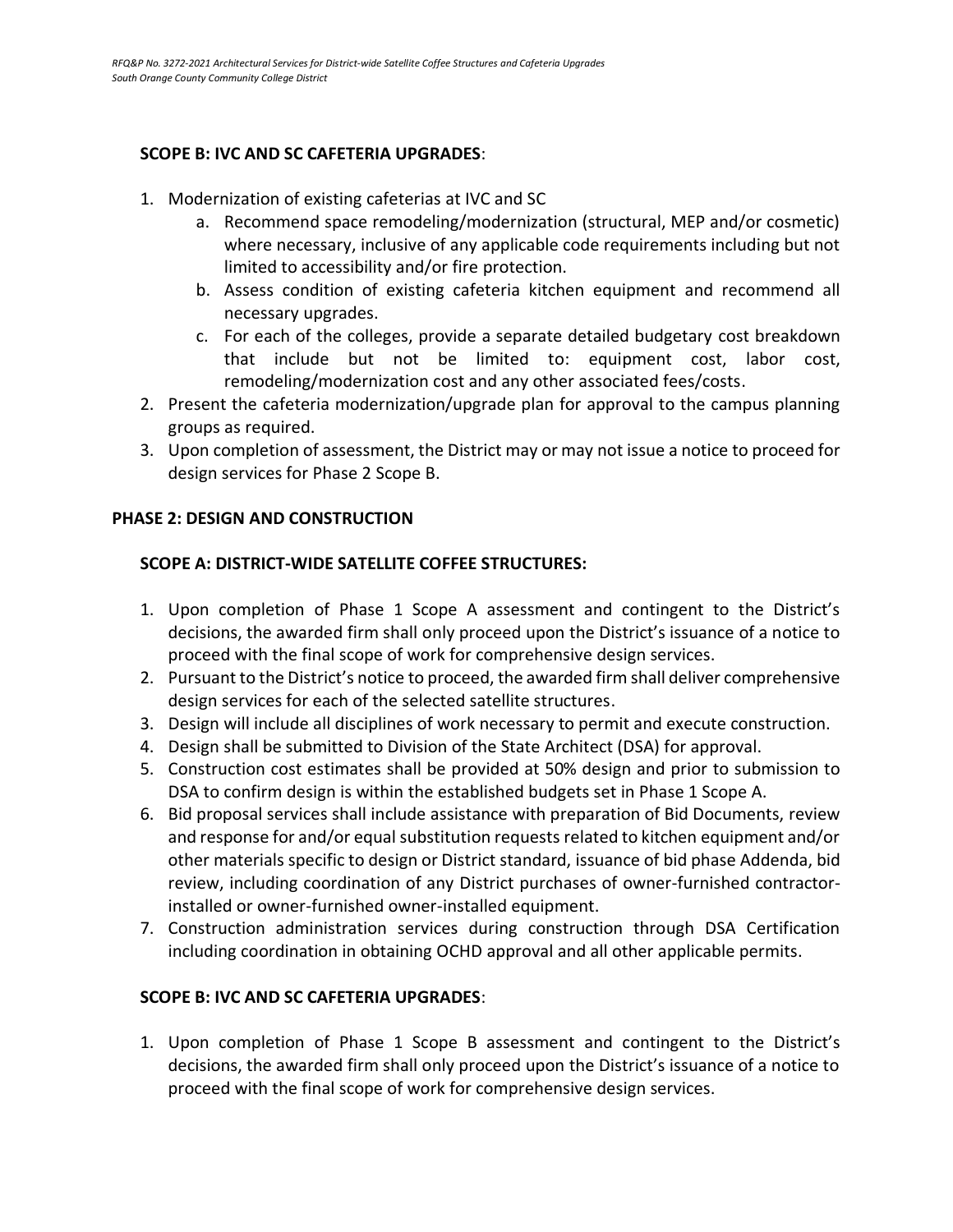**SCOPE B: IVC AND SC CAFETERIA UPGRADES**:

1. Modernization of existing cafeterias at IVC and SC
   a. Recommend space remodeling/modernization (structural, MEP and/or cosmetic) where necessary, inclusive of any applicable code requirements including but not limited to accessibility and/or fire protection.
   b. Assess condition of existing cafeteria kitchen equipment and recommend all necessary upgrades.
   c. For each of the colleges, provide a separate detailed budgetary cost breakdown that include but not be limited to: equipment cost, labor cost, remodeling/modernization cost and any other associated fees/costs.
2. Present the cafeteria modernization/upgrade plan for approval to the campus planning groups as required.
3. Upon completion of assessment, the District may or may not issue a notice to proceed for design services for Phase 2 Scope B.

**PHASE 2: DESIGN AND CONSTRUCTION**

**SCOPE A: DISTRICT-WIDE SATELLITE COFFEE STRUCTURES:**

1. Upon completion of Phase 1 Scope A assessment and contingent to the District's decisions, the awarded firm shall only proceed upon the District's issuance of a notice to proceed with the final scope of work for comprehensive design services.
2. Pursuant to the District's notice to proceed, the awarded firm shall deliver comprehensive design services for each of the selected satellite structures.
3. Design will include all disciplines of work necessary to permit and execute construction.
4. Design shall be submitted to Division of the State Architect (DSA) for approval.
5. Construction cost estimates shall be provided at 50% design and prior to submission to DSA to confirm design is within the established budgets set in Phase 1 Scope A.
6. Bid proposal services shall include assistance with preparation of Bid Documents, review and response for and/or equal substitution requests related to kitchen equipment and/or other materials specific to design or District standard, issuance of bid phase Addenda, bid review, including coordination of any District purchases of owner-furnished contractor-installed or owner-furnished owner-installed equipment.
7. Construction administration services during construction through DSA Certification including coordination in obtaining OCHD approval and all other applicable permits.

**SCOPE B: IVC AND SC CAFETERIA UPGRADES**:

1. Upon completion of Phase 1 Scope B assessment and contingent to the District's decisions, the awarded firm shall only proceed upon the District's issuance of a notice to proceed with the final scope of work for comprehensive design services.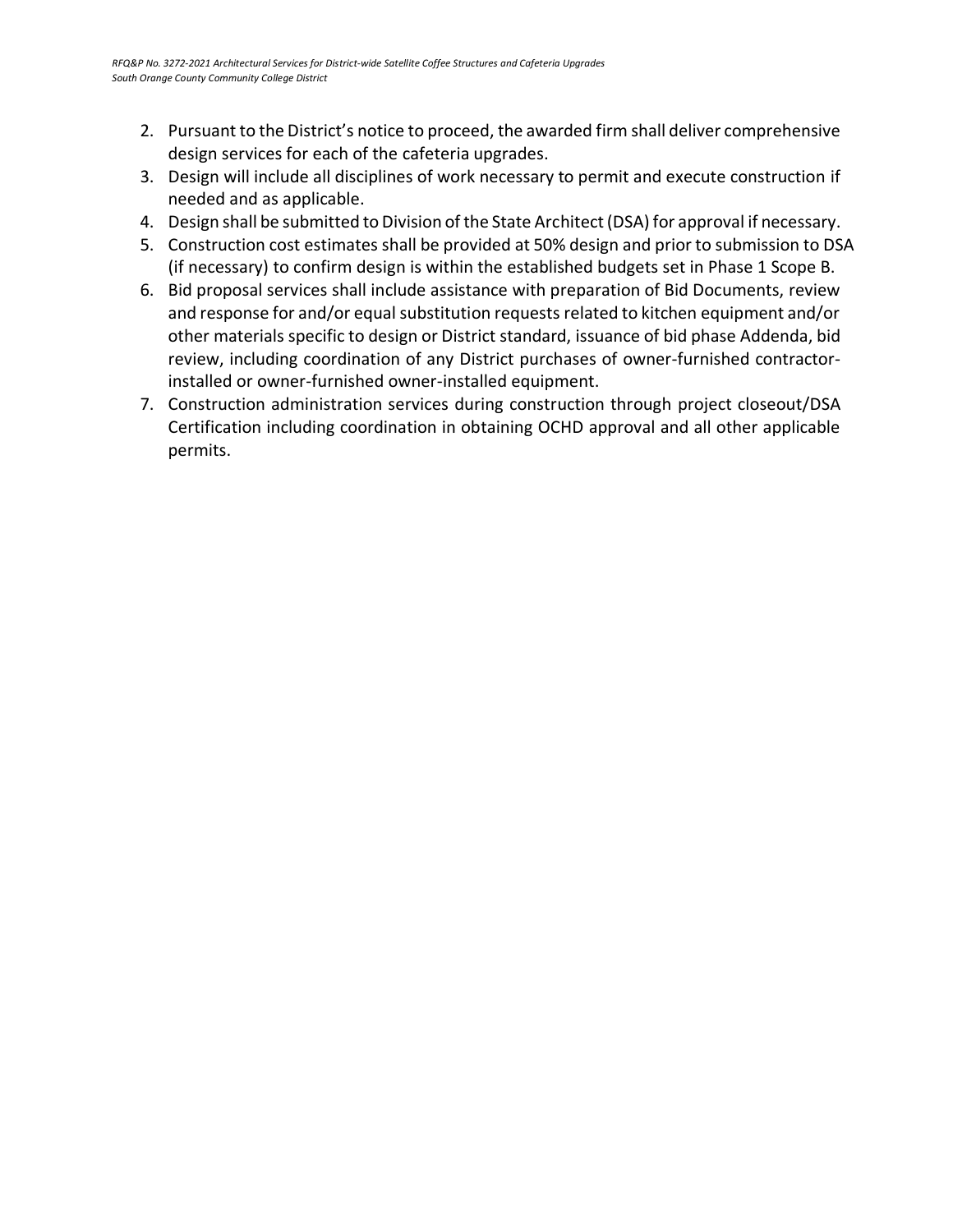2. Pursuant to the District's notice to proceed, the awarded firm shall deliver comprehensive design services for each of the cafeteria upgrades.
3. Design will include all disciplines of work necessary to permit and execute construction if needed and as applicable.
4. Design shall be submitted to Division of the State Architect (DSA) for approval if necessary.
5. Construction cost estimates shall be provided at 50% design and prior to submission to DSA (if necessary) to confirm design is within the established budgets set in Phase 1 Scope B.
6. Bid proposal services shall include assistance with preparation of Bid Documents, review and response for and/or equal substitution requests related to kitchen equipment and/or other materials specific to design or District standard, issuance of bid phase Addenda, bid review, including coordination of any District purchases of owner-furnished contractor-installed or owner-furnished owner-installed equipment.
7. Construction administration services during construction through project closeout/DSA Certification including coordination in obtaining OCHD approval and all other applicable permits.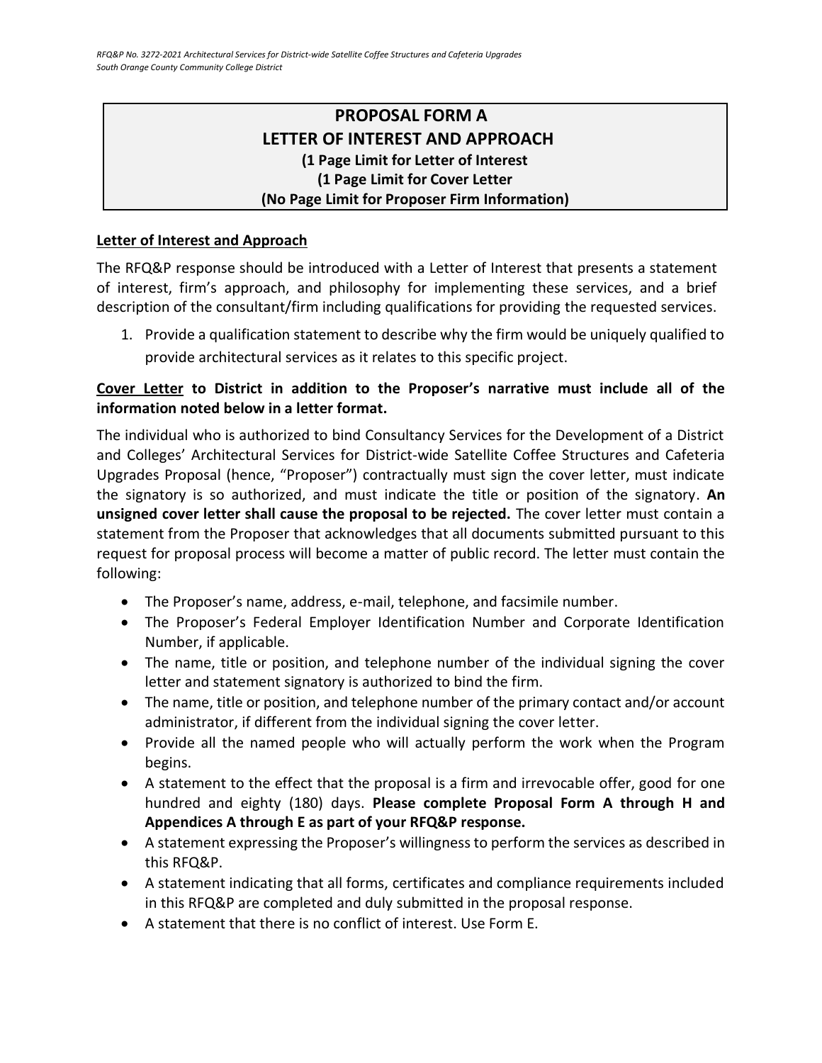# PROPOSAL FORM A
## LETTER OF INTEREST AND APPROACH
**(1 Page Limit for Letter of Interest**
**(1 Page Limit for Cover Letter**
**(No Page Limit for Proposer Firm Information)**

**Letter of Interest and Approach**

The RFQ&P response should be introduced with a Letter of Interest that presents a statement of interest, firm's approach, and philosophy for implementing these services, and a brief description of the consultant/firm including qualifications for providing the requested services.

1. Provide a qualification statement to describe why the firm would be uniquely qualified to provide architectural services as it relates to this specific project.

**Cover Letter to District in addition to the Proposer's narrative must include all of the information noted below in a letter format.**

The individual who is authorized to bind Consultancy Services for the Development of a District and Colleges' Architectural Services for District-wide Satellite Coffee Structures and Cafeteria Upgrades Proposal (hence, "Proposer") contractually must sign the cover letter, must indicate the signatory is so authorized, and must indicate the title or position of the signatory. **An unsigned cover letter shall cause the proposal to be rejected.** The cover letter must contain a statement from the Proposer that acknowledges that all documents submitted pursuant to this request for proposal process will become a matter of public record. The letter must contain the following:

- The Proposer's name, address, e-mail, telephone, and facsimile number.
- The Proposer's Federal Employer Identification Number and Corporate Identification Number, if applicable.
- The name, title or position, and telephone number of the individual signing the cover letter and statement signatory is authorized to bind the firm.
- The name, title or position, and telephone number of the primary contact and/or account administrator, if different from the individual signing the cover letter.
- Provide all the named people who will actually perform the work when the Program begins.
- A statement to the effect that the proposal is a firm and irrevocable offer, good for one hundred and eighty (180) days. **Please complete Proposal Form A through H and Appendices A through E as part of your RFQ&P response.**
- A statement expressing the Proposer's willingness to perform the services as described in this RFQ&P.
- A statement indicating that all forms, certificates and compliance requirements included in this RFQ&P are completed and duly submitted in the proposal response.
- A statement that there is no conflict of interest. Use Form E.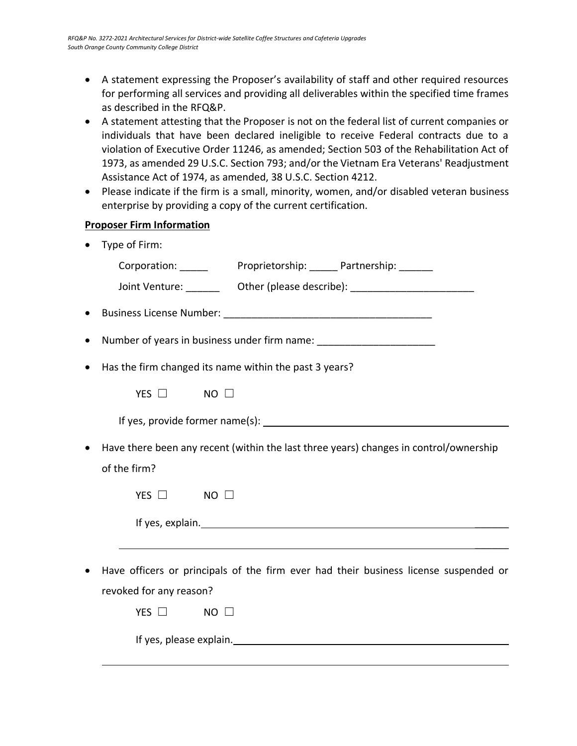- A statement expressing the Proposer's availability of staff and other required resources for performing all services and providing all deliverables within the specified time frames as described in the RFQ&P.
- A statement attesting that the Proposer is not on the federal list of current companies or individuals that have been declared ineligible to receive Federal contracts due to a violation of Executive Order 11246, as amended; Section 503 of the Rehabilitation Act of 1973, as amended 29 U.S.C. Section 793; and/or the Vietnam Era Veterans' Readjustment Assistance Act of 1974, as amended, 38 U.S.C. Section 4212.
- Please indicate if the firm is a small, minority, women, and/or disabled veteran business enterprise by providing a copy of the current certification.

**Proposer Firm Information**

- Type of Firm:

  Corporation: _____ Proprietorship: _____ Partnership: ______

  Joint Venture: ______ Other (please describe): ______________________

- Business License Number: _____________________________________

- Number of years in business under firm name: _____________________

- Has the firm changed its name within the past 3 years?

  YES ☐ NO ☐

  If yes, provide former name(s): ____________________________________________

- Have there been any recent (within the last three years) changes in control/ownership of the firm?

  YES ☐ NO ☐

  If yes, explain. ____________________________________________________

  ____________________________________________________________________

- Have officers or principals of the firm ever had their business license suspended or revoked for any reason?

  YES ☐ NO ☐

  If yes, please explain. ______________________________________________

  ____________________________________________________________________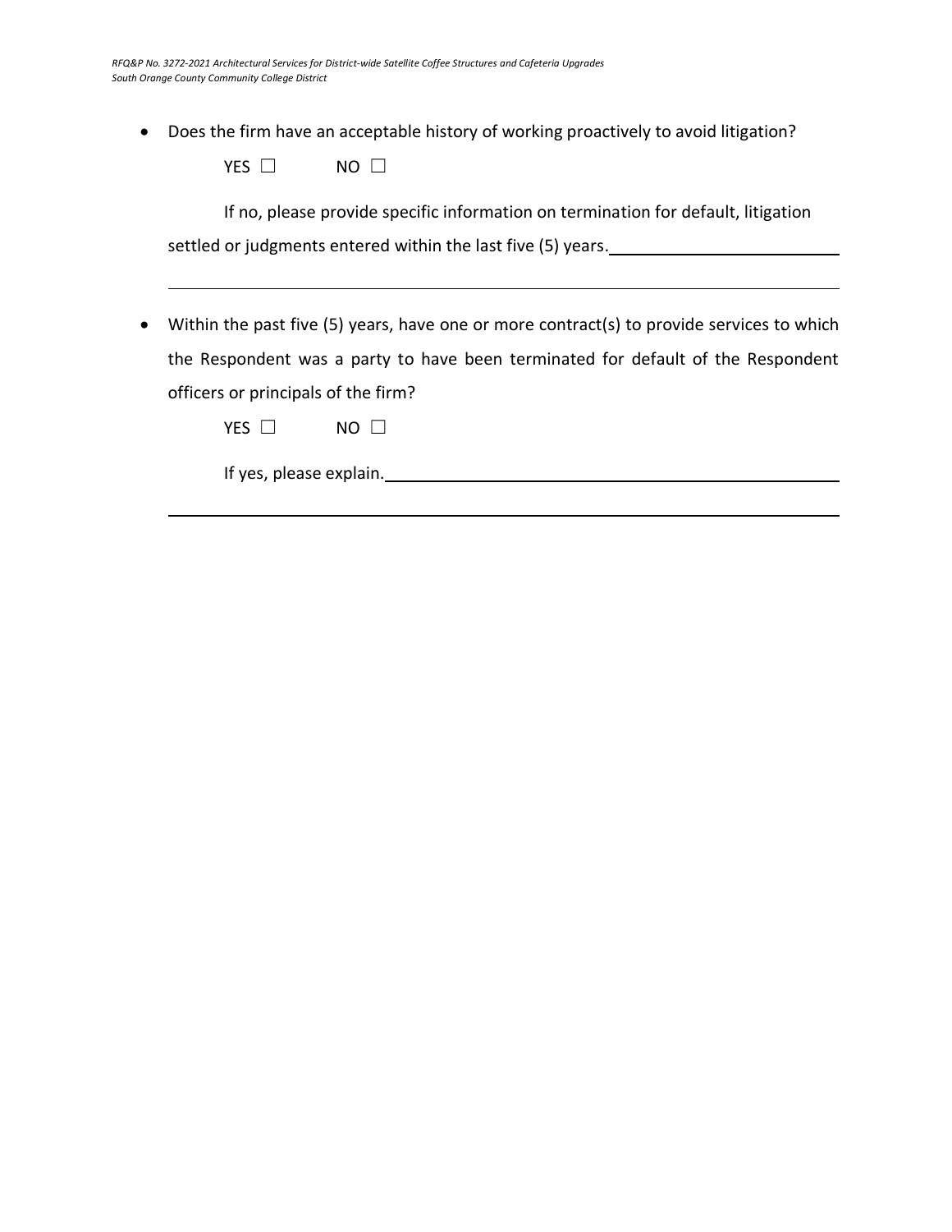- Does the firm have an acceptable history of working proactively to avoid litigation?

  YES ☐ NO ☐

  If no, please provide specific information on termination for default, litigation settled or judgments entered within the last five (5) years.______________________

  ____________________________________________________________________________

- Within the past five (5) years, have one or more contract(s) to provide services to which the Respondent was a party to have been terminated for default of the Respondent officers or principals of the firm?

  YES ☐ NO ☐

  If yes, please explain.______________________________________________

  ____________________________________________________________________________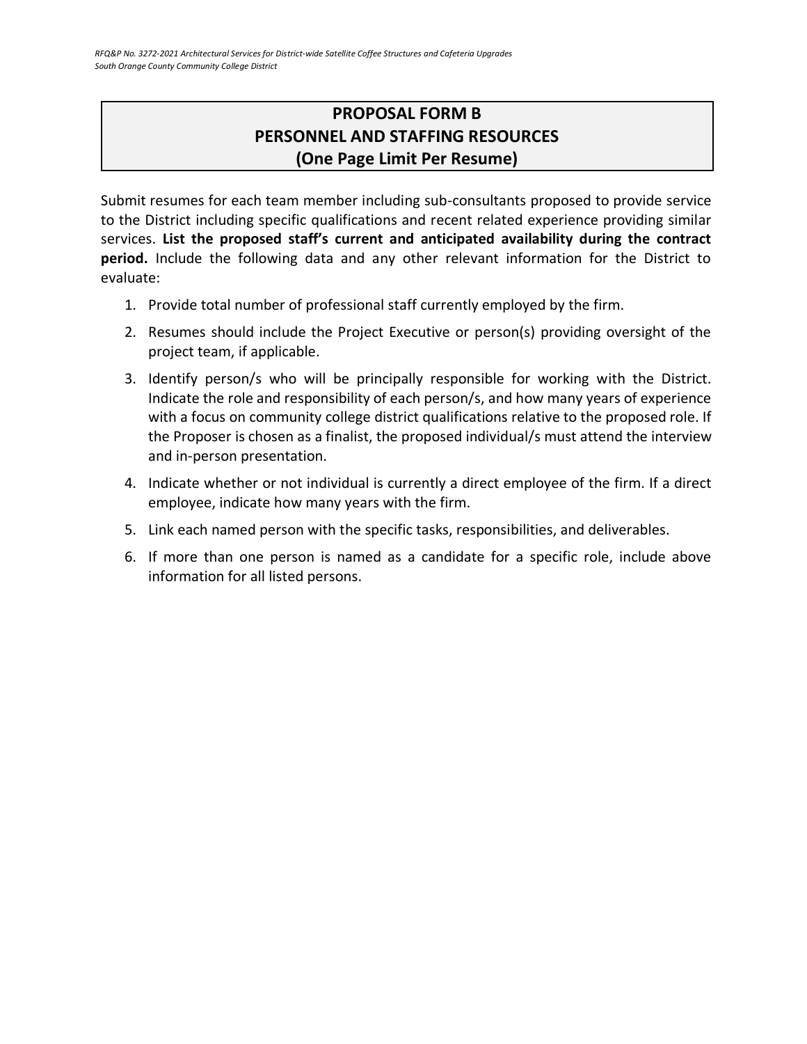# PROPOSAL FORM B
# PERSONNEL AND STAFFING RESOURCES
# (One Page Limit Per Resume)

Submit resumes for each team member including sub-consultants proposed to provide service to the District including specific qualifications and recent related experience providing similar services. **List the proposed staff's current and anticipated availability during the contract period.** Include the following data and any other relevant information for the District to evaluate:

1. Provide total number of professional staff currently employed by the firm.
2. Resumes should include the Project Executive or person(s) providing oversight of the project team, if applicable.
3. Identify person/s who will be principally responsible for working with the District. Indicate the role and responsibility of each person/s, and how many years of experience with a focus on community college district qualifications relative to the proposed role. If the Proposer is chosen as a finalist, the proposed individual/s must attend the interview and in-person presentation.
4. Indicate whether or not individual is currently a direct employee of the firm. If a direct employee, indicate how many years with the firm.
5. Link each named person with the specific tasks, responsibilities, and deliverables.
6. If more than one person is named as a candidate for a specific role, include above information for all listed persons.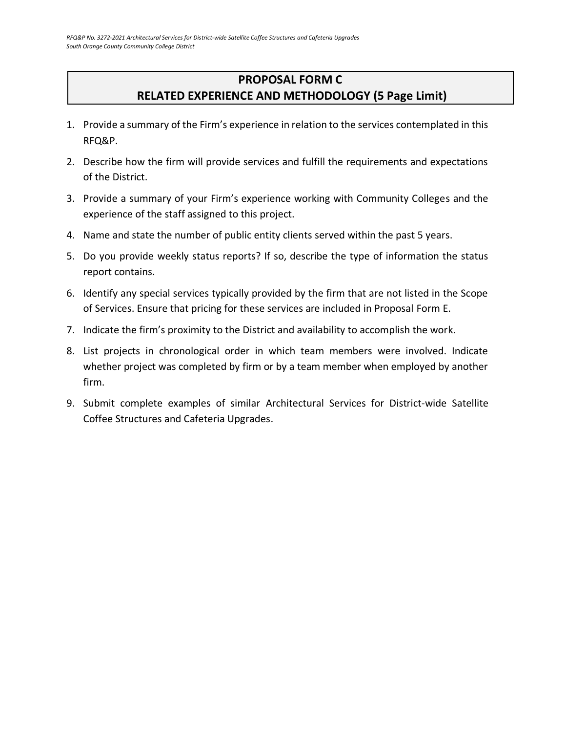# PROPOSAL FORM C
## RELATED EXPERIENCE AND METHODOLOGY (5 Page Limit)

1. Provide a summary of the Firm's experience in relation to the services contemplated in this RFQ&P.
2. Describe how the firm will provide services and fulfill the requirements and expectations of the District.
3. Provide a summary of your Firm's experience working with Community Colleges and the experience of the staff assigned to this project.
4. Name and state the number of public entity clients served within the past 5 years.
5. Do you provide weekly status reports? If so, describe the type of information the status report contains.
6. Identify any special services typically provided by the firm that are not listed in the Scope of Services. Ensure that pricing for these services are included in Proposal Form E.
7. Indicate the firm's proximity to the District and availability to accomplish the work.
8. List projects in chronological order in which team members were involved. Indicate whether project was completed by firm or by a team member when employed by another firm.
9. Submit complete examples of similar Architectural Services for District-wide Satellite Coffee Structures and Cafeteria Upgrades.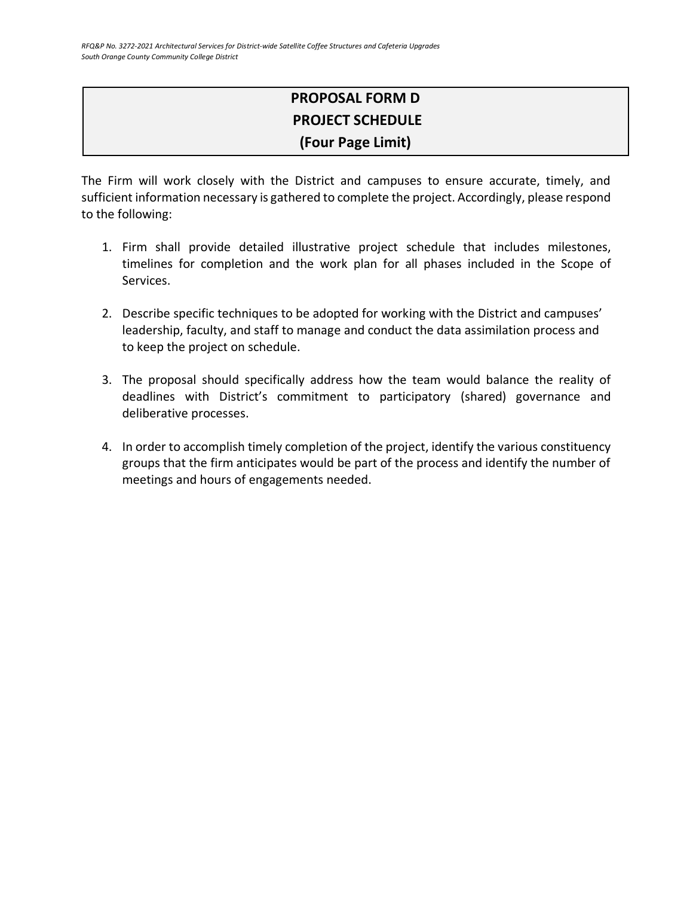# PROPOSAL FORM D
## PROJECT SCHEDULE
### (Four Page Limit)

The Firm will work closely with the District and campuses to ensure accurate, timely, and sufficient information necessary is gathered to complete the project. Accordingly, please respond to the following:

1. Firm shall provide detailed illustrative project schedule that includes milestones, timelines for completion and the work plan for all phases included in the Scope of Services.

2. Describe specific techniques to be adopted for working with the District and campuses' leadership, faculty, and staff to manage and conduct the data assimilation process and to keep the project on schedule.

3. The proposal should specifically address how the team would balance the reality of deadlines with District's commitment to participatory (shared) governance and deliberative processes.

4. In order to accomplish timely completion of the project, identify the various constituency groups that the firm anticipates would be part of the process and identify the number of meetings and hours of engagements needed.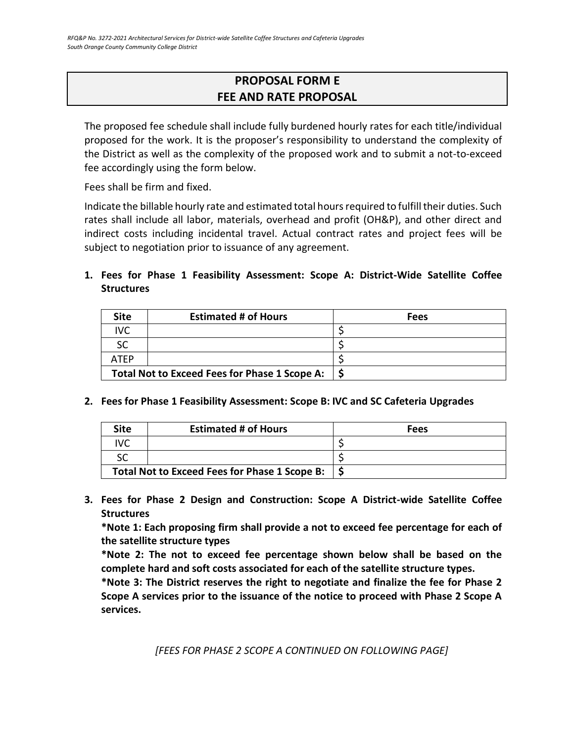## PROPOSAL FORM E
## FEE AND RATE PROPOSAL

The proposed fee schedule shall include fully burdened hourly rates for each title/individual proposed for the work. It is the proposer's responsibility to understand the complexity of the District as well as the complexity of the proposed work and to submit a not-to-exceed fee accordingly using the form below.

Fees shall be firm and fixed.

Indicate the billable hourly rate and estimated total hours required to fulfill their duties. Such rates shall include all labor, materials, overhead and profit (OH&P), and other direct and indirect costs including incidental travel. Actual contract rates and project fees will be subject to negotiation prior to issuance of any agreement.

**1. Fees for Phase 1 Feasibility Assessment: Scope A: District-Wide Satellite Coffee Structures**

| Site | Estimated # of Hours | Fees |
|---|---|---|
| IVC | | $ |
| SC | | $ |
| ATEP | | $ |
| **Total Not to Exceed Fees for Phase 1 Scope A:** | | **$** |

**2. Fees for Phase 1 Feasibility Assessment: Scope B: IVC and SC Cafeteria Upgrades**

| Site | Estimated # of Hours | Fees |
|---|---|---|
| IVC | | $ |
| SC | | $ |
| **Total Not to Exceed Fees for Phase 1 Scope B:** | | **$** |

**3. Fees for Phase 2 Design and Construction: Scope A District-wide Satellite Coffee Structures**

**\*Note 1: Each proposing firm shall provide a not to exceed fee percentage for each of the satellite structure types**

**\*Note 2: The not to exceed fee percentage shown below shall be based on the complete hard and soft costs associated for each of the satellite structure types.**

**\*Note 3: The District reserves the right to negotiate and finalize the fee for Phase 2 Scope A services prior to the issuance of the notice to proceed with Phase 2 Scope A services.**

*[FEES FOR PHASE 2 SCOPE A CONTINUED ON FOLLOWING PAGE]*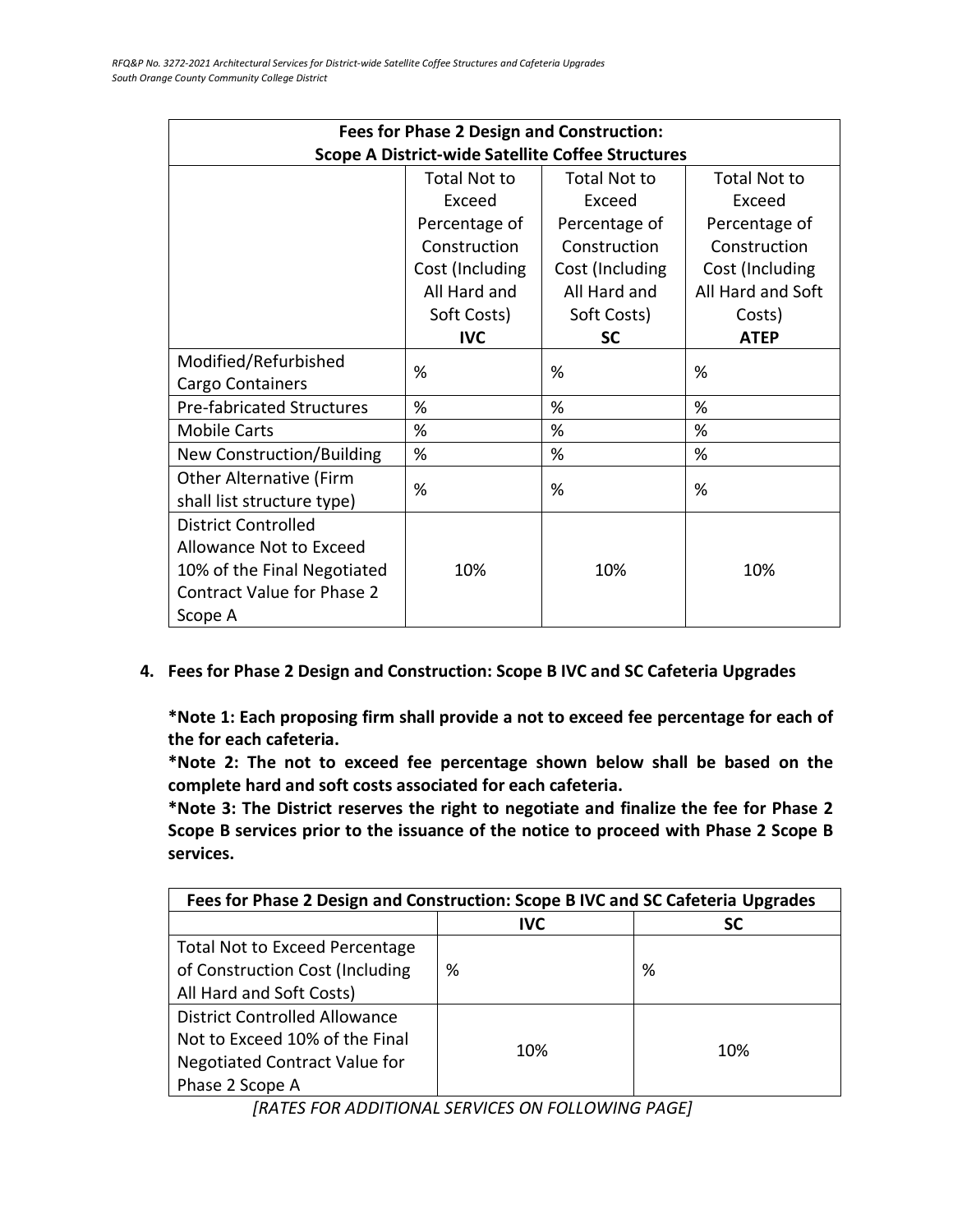| Fees for Phase 2 Design and Construction: Scope A District-wide Satellite Coffee Structures | | | |
|---|---|---|---|
| | Total Not to Exceed Percentage of Construction Cost (Including All Hard and Soft Costs) **IVC** | Total Not to Exceed Percentage of Construction Cost (Including All Hard and Soft Costs) **SC** | Total Not to Exceed Percentage of Construction Cost (Including All Hard and Soft Costs) **ATEP** |
| Modified/Refurbished Cargo Containers | % | % | % |
| Pre-fabricated Structures | % | % | % |
| Mobile Carts | % | % | % |
| New Construction/Building | % | % | % |
| Other Alternative (Firm shall list structure type) | % | % | % |
| District Controlled Allowance Not to Exceed 10% of the Final Negotiated Contract Value for Phase 2 Scope A | 10% | 10% | 10% |

**4. Fees for Phase 2 Design and Construction: Scope B IVC and SC Cafeteria Upgrades**

**\*Note 1: Each proposing firm shall provide a not to exceed fee percentage for each of the for each cafeteria.**

**\*Note 2: The not to exceed fee percentage shown below shall be based on the complete hard and soft costs associated for each cafeteria.**

**\*Note 3: The District reserves the right to negotiate and finalize the fee for Phase 2 Scope B services prior to the issuance of the notice to proceed with Phase 2 Scope B services.**

| Fees for Phase 2 Design and Construction: Scope B IVC and SC Cafeteria Upgrades | | |
|---|---|---|
| | **IVC** | **SC** |
| Total Not to Exceed Percentage of Construction Cost (Including All Hard and Soft Costs) | % | % |
| District Controlled Allowance Not to Exceed 10% of the Final Negotiated Contract Value for Phase 2 Scope A | 10% | 10% |

*[RATES FOR ADDITIONAL SERVICES ON FOLLOWING PAGE]*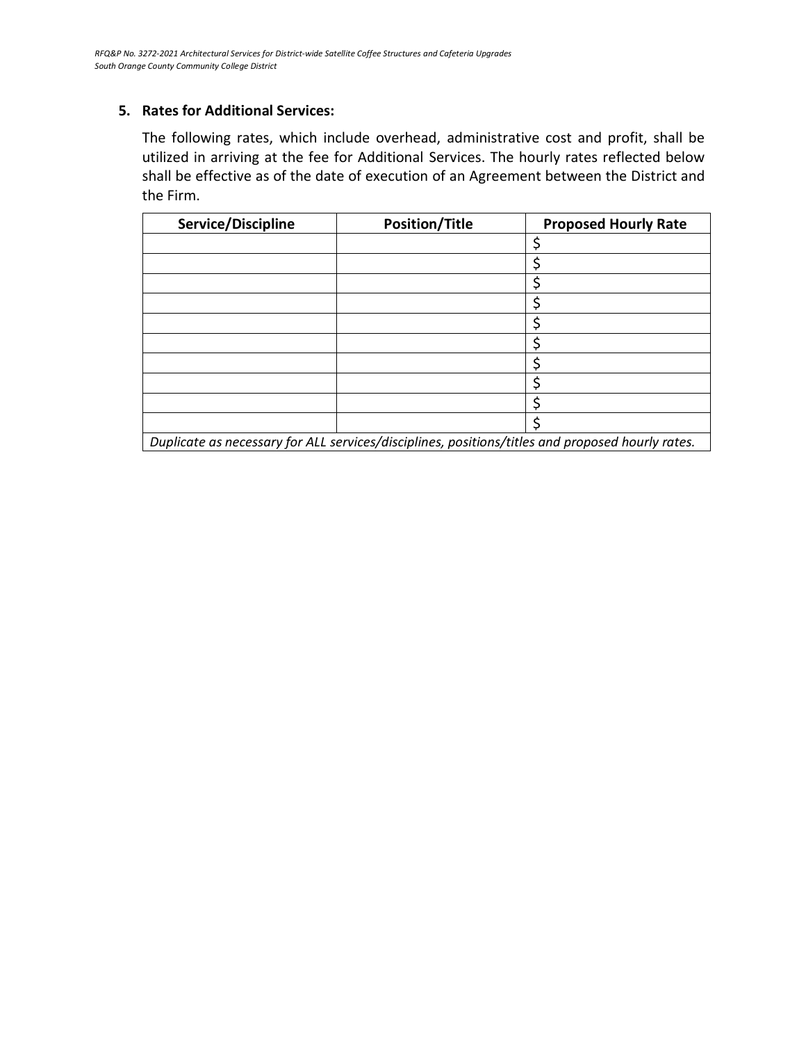**5. Rates for Additional Services:**

The following rates, which include overhead, administrative cost and profit, shall be utilized in arriving at the fee for Additional Services. The hourly rates reflected below shall be effective as of the date of execution of an Agreement between the District and the Firm.

| Service/Discipline | Position/Title | Proposed Hourly Rate |
|---|---|---|
| | | $ |
| | | $ |
| | | $ |
| | | $ |
| | | $ |
| | | $ |
| | | $ |
| | | $ |
| | | $ |
| | | $ |
| *Duplicate as necessary for ALL services/disciplines, positions/titles and proposed hourly rates.* | | |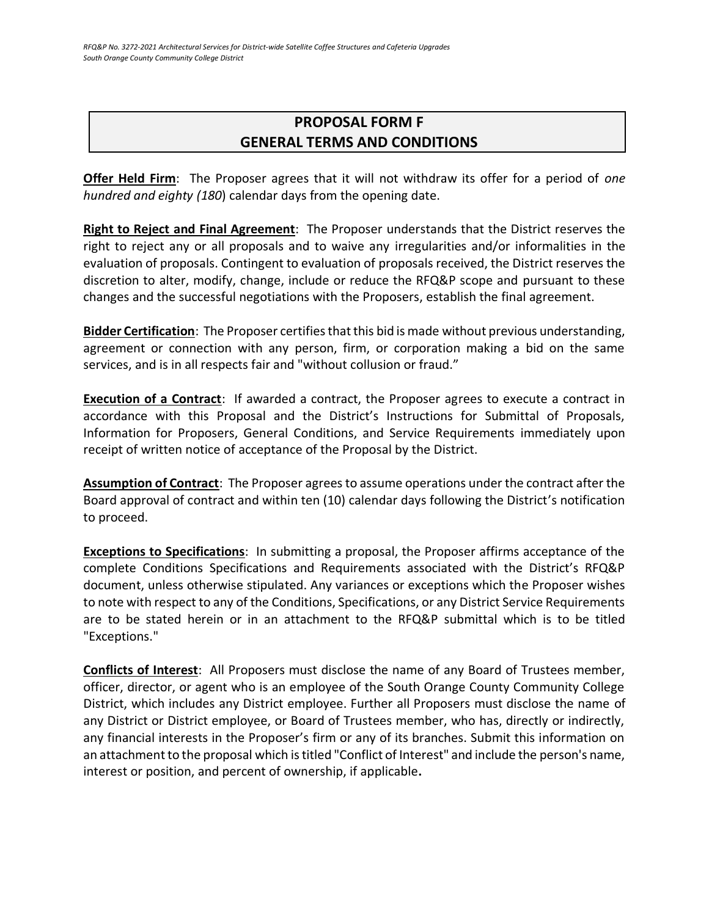## PROPOSAL FORM F
## GENERAL TERMS AND CONDITIONS

**Offer Held Firm**: The Proposer agrees that it will not withdraw its offer for a period of *one hundred and eighty (180*) calendar days from the opening date.

**Right to Reject and Final Agreement**: The Proposer understands that the District reserves the right to reject any or all proposals and to waive any irregularities and/or informalities in the evaluation of proposals. Contingent to evaluation of proposals received, the District reserves the discretion to alter, modify, change, include or reduce the RFQ&P scope and pursuant to these changes and the successful negotiations with the Proposers, establish the final agreement.

**Bidder Certification**: The Proposer certifies that this bid is made without previous understanding, agreement or connection with any person, firm, or corporation making a bid on the same services, and is in all respects fair and "without collusion or fraud."

**Execution of a Contract**: If awarded a contract, the Proposer agrees to execute a contract in accordance with this Proposal and the District's Instructions for Submittal of Proposals, Information for Proposers, General Conditions, and Service Requirements immediately upon receipt of written notice of acceptance of the Proposal by the District.

**Assumption of Contract**: The Proposer agrees to assume operations under the contract after the Board approval of contract and within ten (10) calendar days following the District's notification to proceed.

**Exceptions to Specifications**: In submitting a proposal, the Proposer affirms acceptance of the complete Conditions Specifications and Requirements associated with the District's RFQ&P document, unless otherwise stipulated. Any variances or exceptions which the Proposer wishes to note with respect to any of the Conditions, Specifications, or any District Service Requirements are to be stated herein or in an attachment to the RFQ&P submittal which is to be titled "Exceptions."

**Conflicts of Interest**: All Proposers must disclose the name of any Board of Trustees member, officer, director, or agent who is an employee of the South Orange County Community College District, which includes any District employee. Further all Proposers must disclose the name of any District or District employee, or Board of Trustees member, who has, directly or indirectly, any financial interests in the Proposer's firm or any of its branches. Submit this information on an attachment to the proposal which is titled "Conflict of Interest" and include the person's name, interest or position, and percent of ownership, if applicable**.**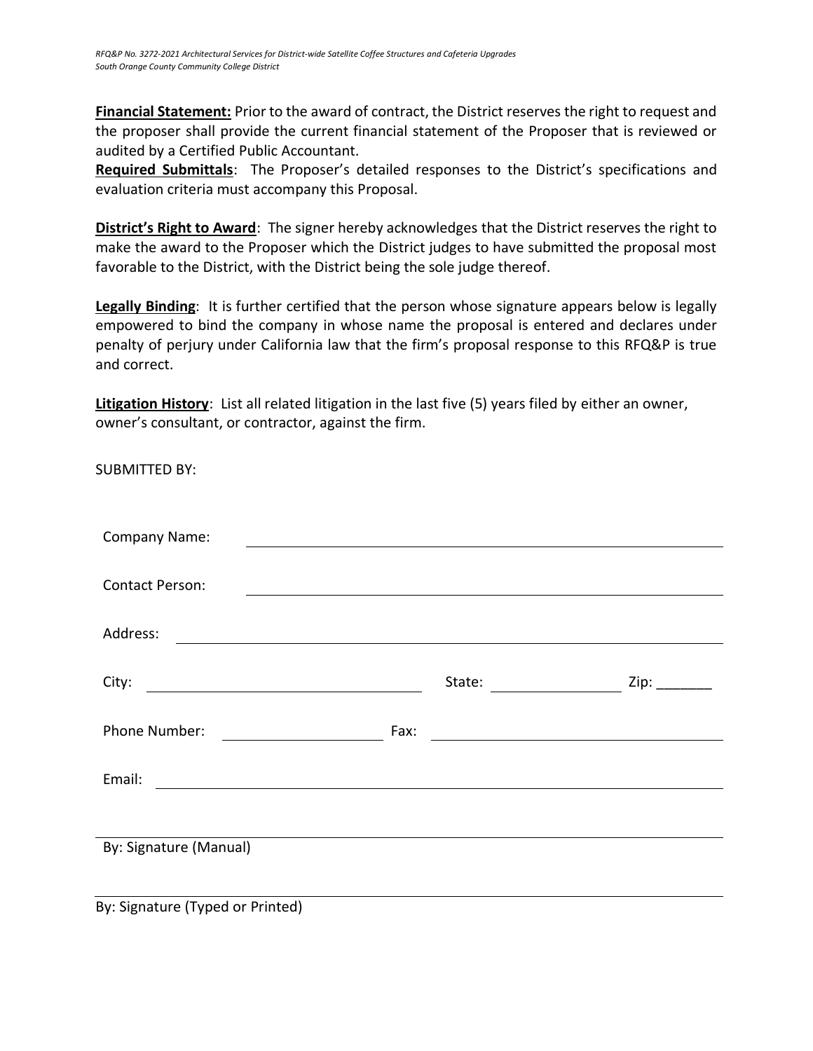**Financial Statement:** Prior to the award of contract, the District reserves the right to request and the proposer shall provide the current financial statement of the Proposer that is reviewed or audited by a Certified Public Accountant.

**Required Submittals**: The Proposer's detailed responses to the District's specifications and evaluation criteria must accompany this Proposal.

**District's Right to Award**: The signer hereby acknowledges that the District reserves the right to make the award to the Proposer which the District judges to have submitted the proposal most favorable to the District, with the District being the sole judge thereof.

**Legally Binding**: It is further certified that the person whose signature appears below is legally empowered to bind the company in whose name the proposal is entered and declares under penalty of perjury under California law that the firm's proposal response to this RFQ&P is true and correct.

**Litigation History**: List all related litigation in the last five (5) years filed by either an owner, owner's consultant, or contractor, against the firm.

SUBMITTED BY:

Company Name: ______________________________________________

Contact Person: ______________________________________________

Address: ______________________________________________

City: ______________________ State: ____________ Zip: _______

Phone Number: ______________ Fax: ______________________

Email: ______________________________________________

______________________________________________

By: Signature (Manual)

______________________________________________

By: Signature (Typed or Printed)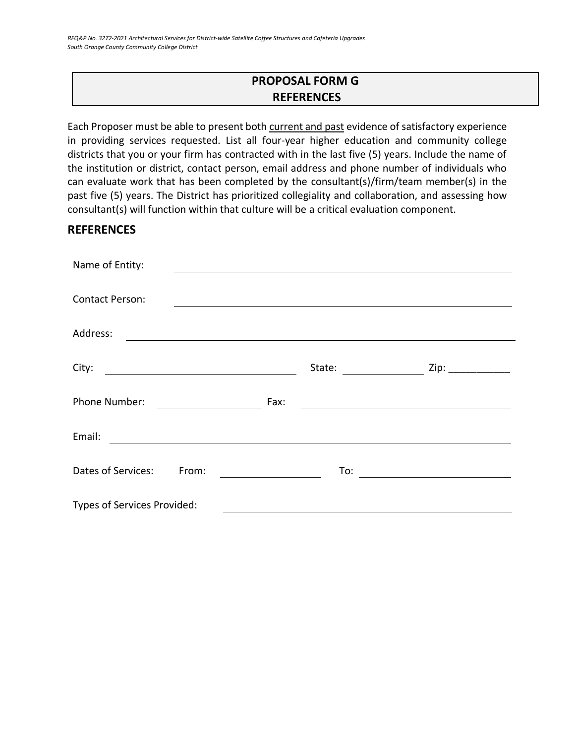## PROPOSAL FORM G
## REFERENCES

Each Proposer must be able to present both current and past evidence of satisfactory experience in providing services requested. List all four-year higher education and community college districts that you or your firm has contracted with in the last five (5) years. Include the name of the institution or district, contact person, email address and phone number of individuals who can evaluate work that has been completed by the consultant(s)/firm/team member(s) in the past five (5) years. The District has prioritized collegiality and collaboration, and assessing how consultant(s) will function within that culture will be a critical evaluation component.

### REFERENCES

Name of Entity: ____________________________________________

Contact Person: ____________________________________________

Address: ____________________________________________

City: ______________________ State: ____________ Zip: ___________

Phone Number: ______________ Fax: ______________________

Email: ____________________________________________

Dates of Services: From: ______________ To: ______________________

Types of Services Provided: ____________________________________________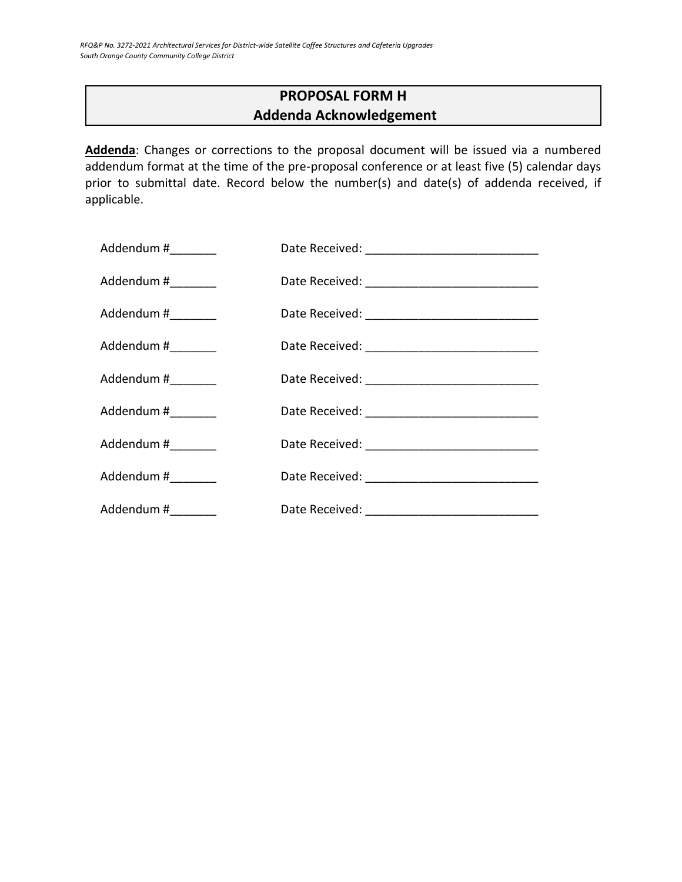# PROPOSAL FORM H
## Addenda Acknowledgement

**Addenda**: Changes or corrections to the proposal document will be issued via a numbered addendum format at the time of the pre-proposal conference or at least five (5) calendar days prior to submittal date. Record below the number(s) and date(s) of addenda received, if applicable.

Addendum #_______ Date Received: __________________________

Addendum #_______ Date Received: __________________________

Addendum #_______ Date Received: __________________________

Addendum #_______ Date Received: __________________________

Addendum #_______ Date Received: __________________________

Addendum #_______ Date Received: __________________________

Addendum #_______ Date Received: __________________________

Addendum #_______ Date Received: __________________________

Addendum #_______ Date Received: __________________________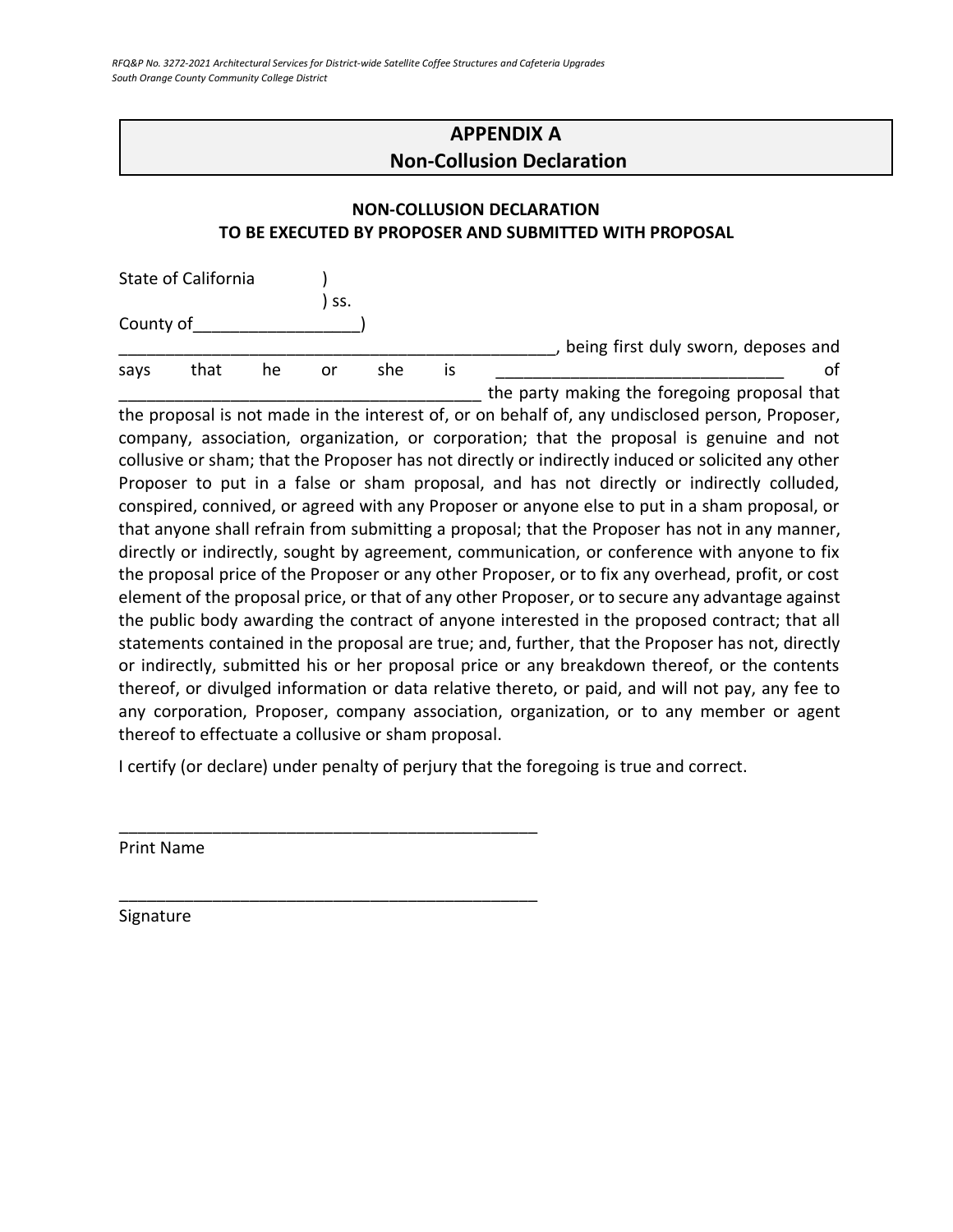## APPENDIX A
## Non-Collusion Declaration

### NON-COLLUSION DECLARATION
### TO BE EXECUTED BY PROPOSER AND SUBMITTED WITH PROPOSAL

State of California )
) ss.
County of_________________)

_______________________________________________, being first duly sworn, deposes and says that he or she is ______________________________ of ______________________________________ the party making the foregoing proposal that the proposal is not made in the interest of, or on behalf of, any undisclosed person, Proposer, company, association, organization, or corporation; that the proposal is genuine and not collusive or sham; that the Proposer has not directly or indirectly induced or solicited any other Proposer to put in a false or sham proposal, and has not directly or indirectly colluded, conspired, connived, or agreed with any Proposer or anyone else to put in a sham proposal, or that anyone shall refrain from submitting a proposal; that the Proposer has not in any manner, directly or indirectly, sought by agreement, communication, or conference with anyone to fix the proposal price of the Proposer or any other Proposer, or to fix any overhead, profit, or cost element of the proposal price, or that of any other Proposer, or to secure any advantage against the public body awarding the contract of anyone interested in the proposed contract; that all statements contained in the proposal are true; and, further, that the Proposer has not, directly or indirectly, submitted his or her proposal price or any breakdown thereof, or the contents thereof, or divulged information or data relative thereto, or paid, and will not pay, any fee to any corporation, Proposer, company association, organization, or to any member or agent thereof to effectuate a collusive or sham proposal.

I certify (or declare) under penalty of perjury that the foregoing is true and correct.

______________________________________________
Print Name

______________________________________________
Signature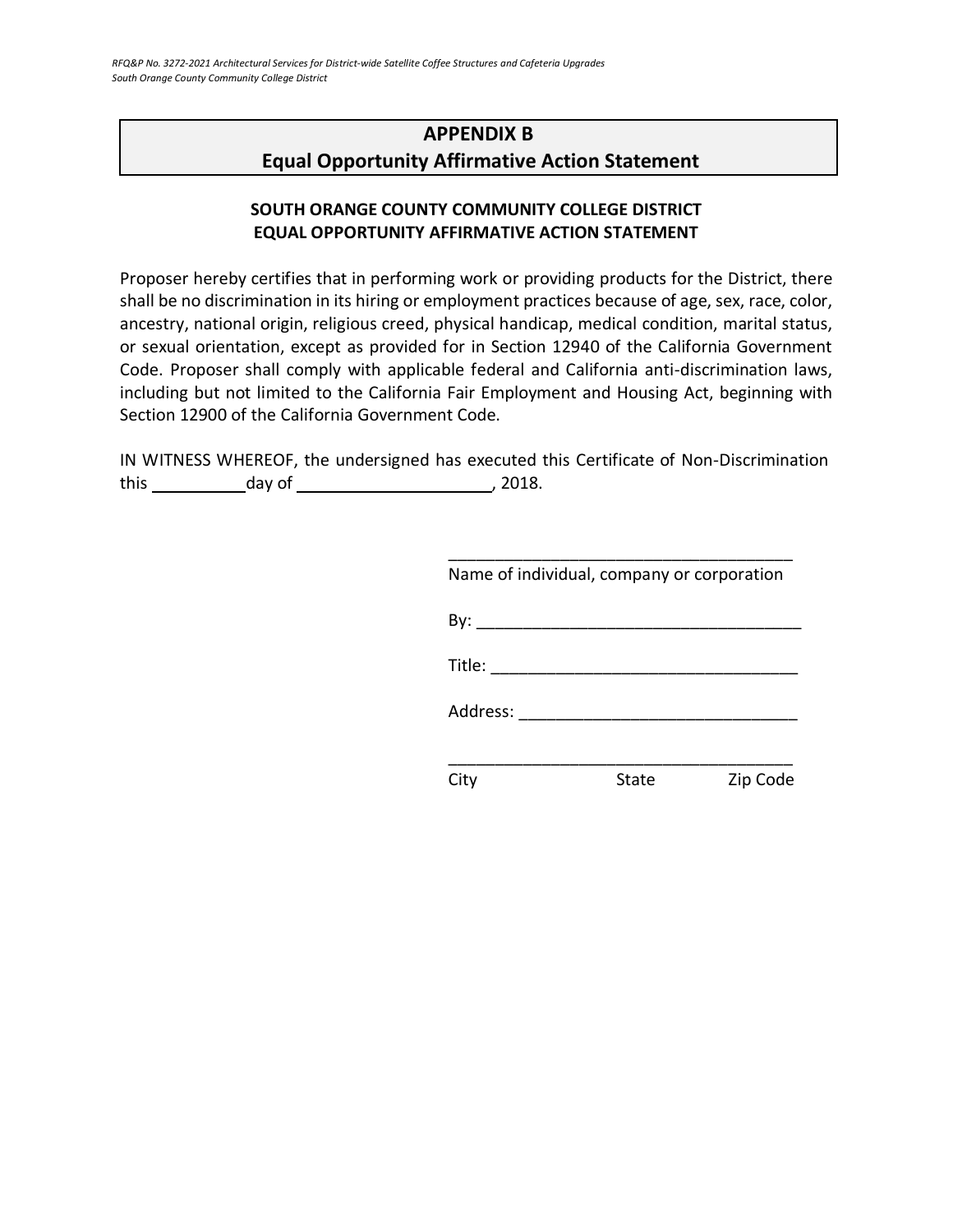## APPENDIX B
## Equal Opportunity Affirmative Action Statement

**SOUTH ORANGE COUNTY COMMUNITY COLLEGE DISTRICT**
**EQUAL OPPORTUNITY AFFIRMATIVE ACTION STATEMENT**

Proposer hereby certifies that in performing work or providing products for the District, there shall be no discrimination in its hiring or employment practices because of age, sex, race, color, ancestry, national origin, religious creed, physical handicap, medical condition, marital status, or sexual orientation, except as provided for in Section 12940 of the California Government Code. Proposer shall comply with applicable federal and California anti-discrimination laws, including but not limited to the California Fair Employment and Housing Act, beginning with Section 12900 of the California Government Code.

IN WITNESS WHEREOF, the undersigned has executed this Certificate of Non-Discrimination this __________ day of ____________________, 2018.

______________________________________
Name of individual, company or corporation

By: ___________________________________

Title: _________________________________

Address: ______________________________

______________________________________
City                    State                    Zip Code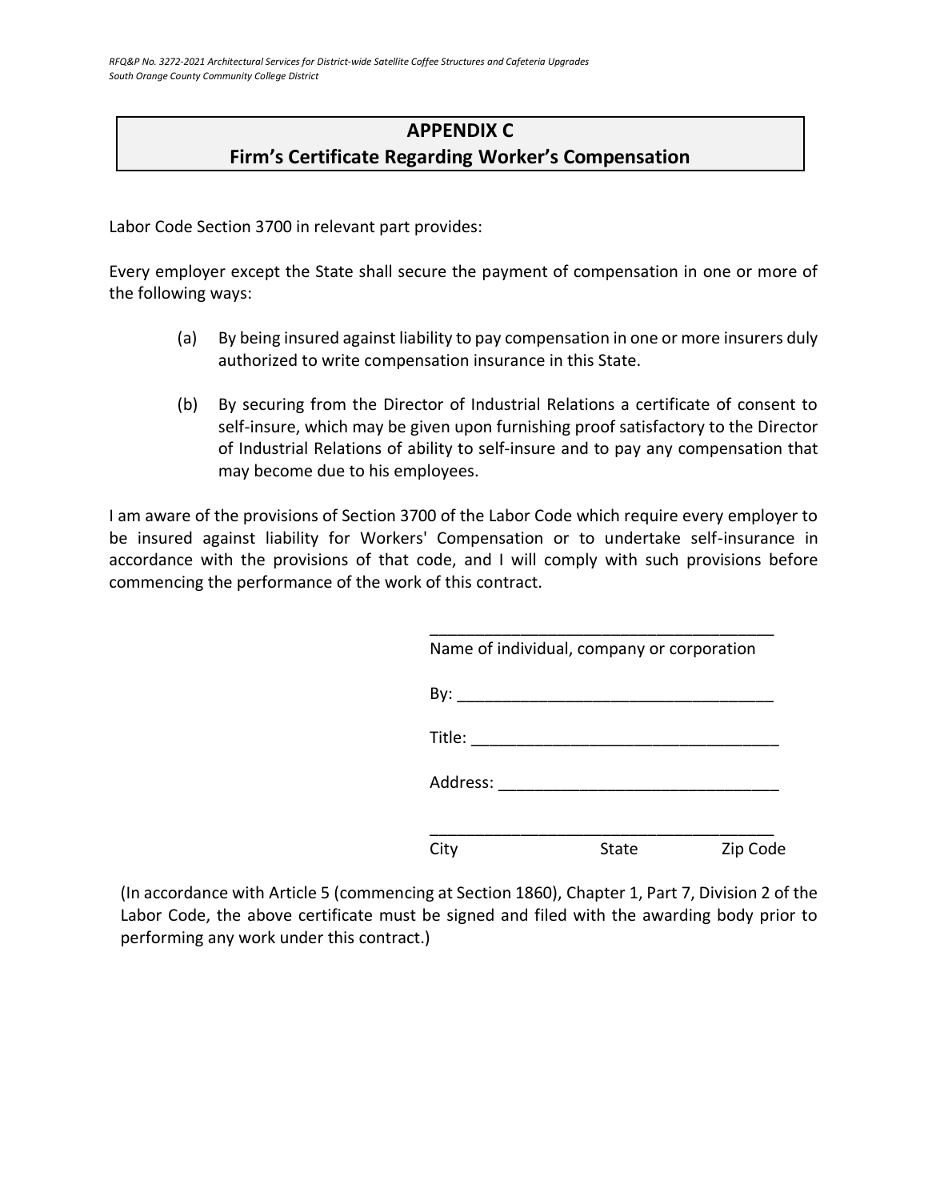## APPENDIX C
## Firm's Certificate Regarding Worker's Compensation

Labor Code Section 3700 in relevant part provides:

Every employer except the State shall secure the payment of compensation in one or more of the following ways:

(a) By being insured against liability to pay compensation in one or more insurers duly authorized to write compensation insurance in this State.

(b) By securing from the Director of Industrial Relations a certificate of consent to self-insure, which may be given upon furnishing proof satisfactory to the Director of Industrial Relations of ability to self-insure and to pay any compensation that may become due to his employees.

I am aware of the provisions of Section 3700 of the Labor Code which require every employer to be insured against liability for Workers' Compensation or to undertake self-insurance in accordance with the provisions of that code, and I will comply with such provisions before commencing the performance of the work of this contract.

_______________________________________
Name of individual, company or corporation

By: ___________________________________

Title: _________________________________

Address: ______________________________

_______________________________________
City State Zip Code

(In accordance with Article 5 (commencing at Section 1860), Chapter 1, Part 7, Division 2 of the Labor Code, the above certificate must be signed and filed with the awarding body prior to performing any work under this contract.)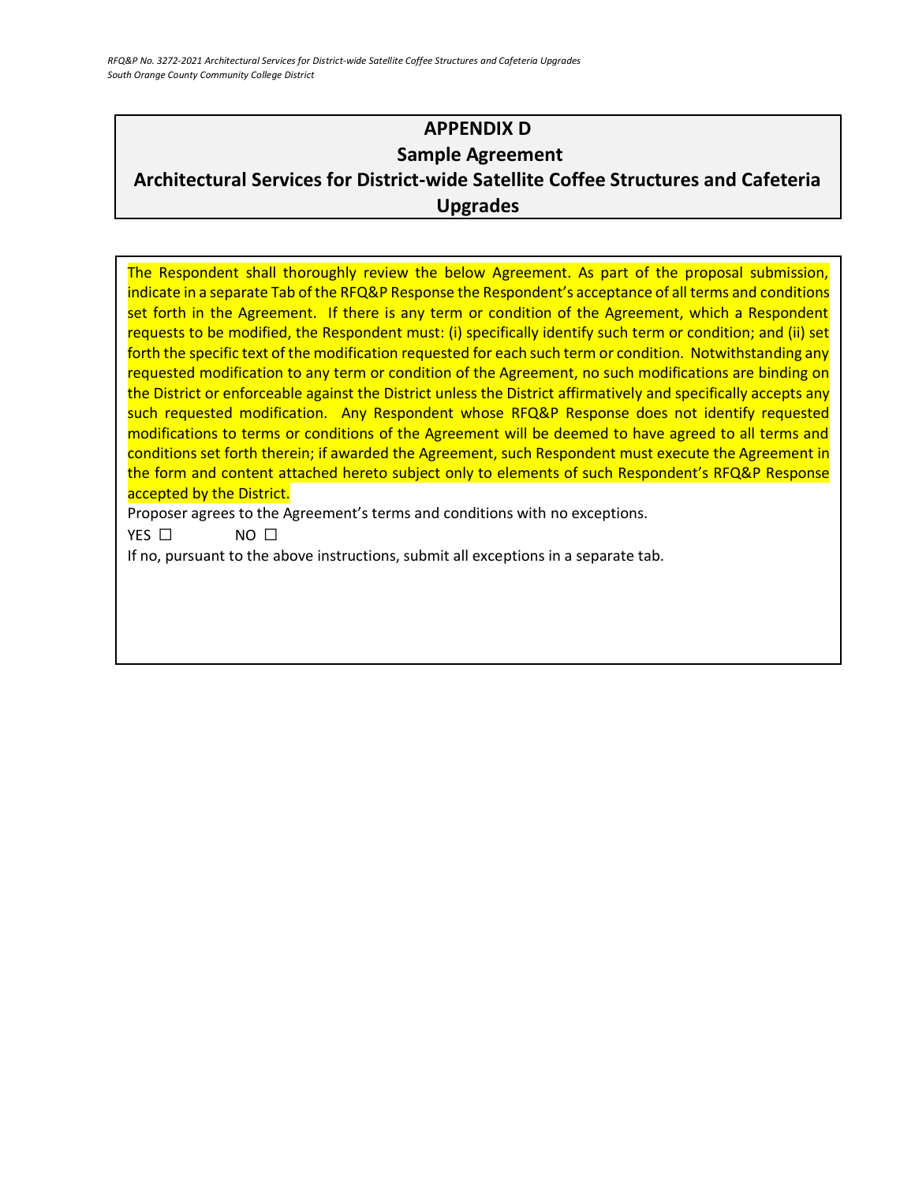# APPENDIX D

## Sample Agreement

## Architectural Services for District-wide Satellite Coffee Structures and Cafeteria Upgrades

The Respondent shall thoroughly review the below Agreement. As part of the proposal submission, indicate in a separate Tab of the RFQ&P Response the Respondent's acceptance of all terms and conditions set forth in the Agreement. If there is any term or condition of the Agreement, which a Respondent requests to be modified, the Respondent must: (i) specifically identify such term or condition; and (ii) set forth the specific text of the modification requested for each such term or condition. Notwithstanding any requested modification to any term or condition of the Agreement, no such modifications are binding on the District or enforceable against the District unless the District affirmatively and specifically accepts any such requested modification. Any Respondent whose RFQ&P Response does not identify requested modifications to terms or conditions of the Agreement will be deemed to have agreed to all terms and conditions set forth therein; if awarded the Agreement, such Respondent must execute the Agreement in the form and content attached hereto subject only to elements of such Respondent's RFQ&P Response accepted by the District.

Proposer agrees to the Agreement's terms and conditions with no exceptions.

YES ☐ NO ☐

If no, pursuant to the above instructions, submit all exceptions in a separate tab.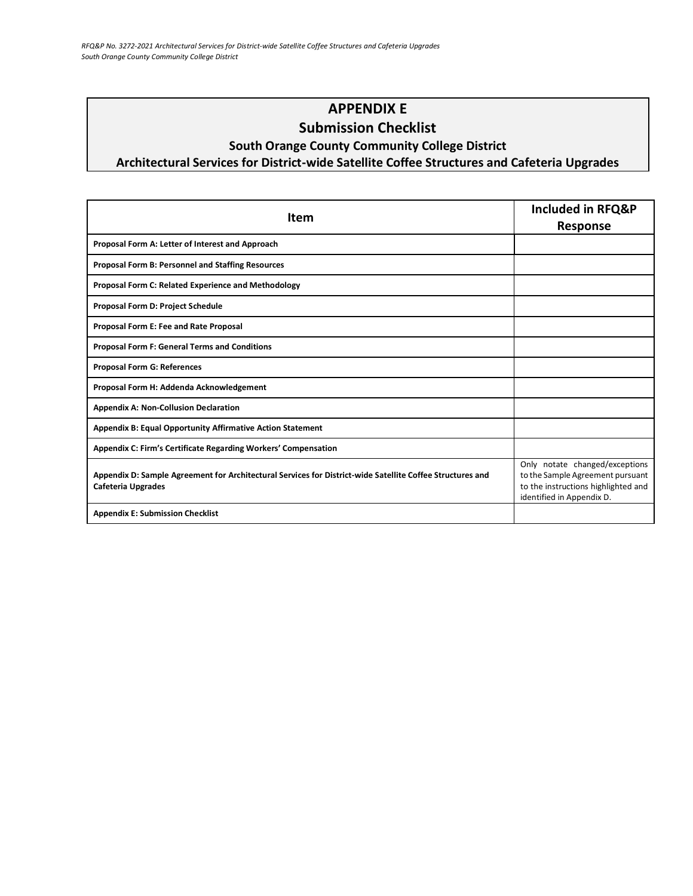# APPENDIX E
## Submission Checklist
### South Orange County Community College District
### Architectural Services for District-wide Satellite Coffee Structures and Cafeteria Upgrades

| Item | Included in RFQ&P Response |
|---|---|
| **Proposal Form A: Letter of Interest and Approach** | |
| **Proposal Form B: Personnel and Staffing Resources** | |
| **Proposal Form C: Related Experience and Methodology** | |
| **Proposal Form D: Project Schedule** | |
| **Proposal Form E: Fee and Rate Proposal** | |
| **Proposal Form F: General Terms and Conditions** | |
| **Proposal Form G: References** | |
| **Proposal Form H: Addenda Acknowledgement** | |
| **Appendix A: Non-Collusion Declaration** | |
| **Appendix B: Equal Opportunity Affirmative Action Statement** | |
| **Appendix C: Firm's Certificate Regarding Workers' Compensation** | |
| **Appendix D: Sample Agreement for Architectural Services for District-wide Satellite Coffee Structures and Cafeteria Upgrades** | Only notate changed/exceptions to the Sample Agreement pursuant to the instructions highlighted and identified in Appendix D. |
| **Appendix E: Submission Checklist** | |